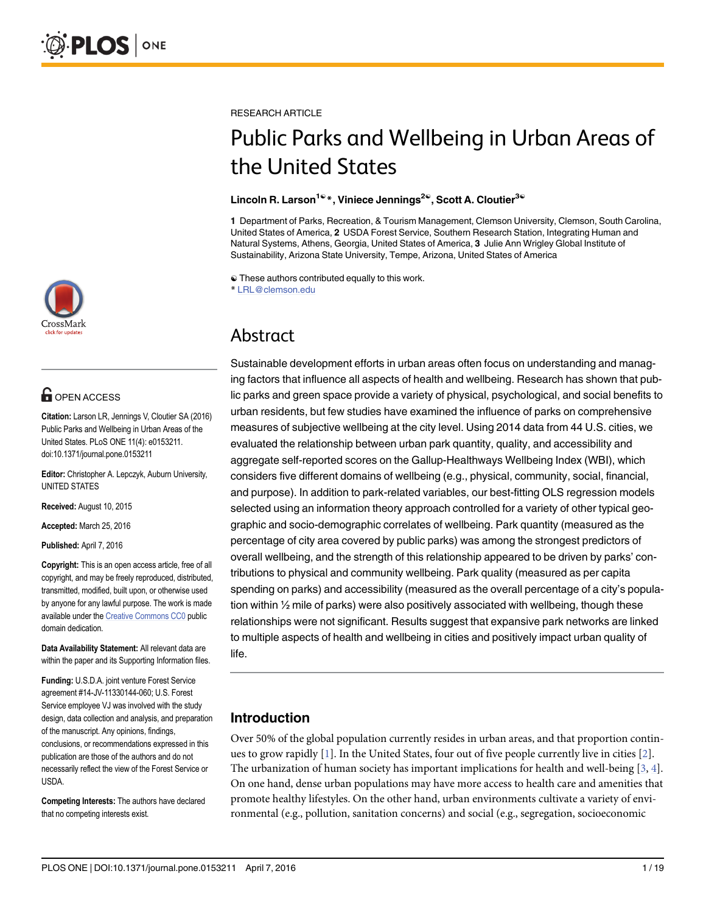RESEARCH ARTICLE

# Public Parks and Wellbeing in Urban Areas of the United States

**Lincoln R. Larson[1☯*], Viniece Jennings[2☯], Scott A. Cloutier[3☯]**

1 Department of Parks, Recreation, & Tourism Management, Clemson University, Clemson, South Carolina, United States of America, 2 USDA Forest Service, Southern Research Station, Integrating Human and Natural Systems, Athens, Georgia, United States of America, 3 Julie Ann Wrigley Global Institute of Sustainability, Arizona State University, Tempe, Arizona, United States of America

☯ These authors contributed equally to this work.
* LRL@clemson.edu

OPEN ACCESS

**Citation:** Larson LR, Jennings V, Cloutier SA (2016) Public Parks and Wellbeing in Urban Areas of the United States. PLoS ONE 11(4): e0153211. doi:10.1371/journal.pone.0153211

**Editor:** Christopher A. Lepczyk, Auburn University, UNITED STATES

**Received:** August 10, 2015

**Accepted:** March 25, 2016

**Published:** April 7, 2016

**Copyright:** This is an open access article, free of all copyright, and may be freely reproduced, distributed, transmitted, modified, built upon, or otherwise used by anyone for any lawful purpose. The work is made available under the Creative Commons CC0 public domain dedication.

**Data Availability Statement:** All relevant data are within the paper and its Supporting Information files.

**Funding:** U.S.D.A. joint venture Forest Service agreement #14-JV-11330144-060; U.S. Forest Service employee VJ was involved with the study design, data collection and analysis, and preparation of the manuscript. Any opinions, findings, conclusions, or recommendations expressed in this publication are those of the authors and do not necessarily reflect the view of the Forest Service or USDA.

**Competing Interests:** The authors have declared that no competing interests exist.

## Abstract

Sustainable development efforts in urban areas often focus on understanding and managing factors that influence all aspects of health and wellbeing. Research has shown that public parks and green space provide a variety of physical, psychological, and social benefits to urban residents, but few studies have examined the influence of parks on comprehensive measures of subjective wellbeing at the city level. Using 2014 data from 44 U.S. cities, we evaluated the relationship between urban park quantity, quality, and accessibility and aggregate self-reported scores on the Gallup-Healthways Wellbeing Index (WBI), which considers five different domains of wellbeing (e.g., physical, community, social, financial, and purpose). In addition to park-related variables, our best-fitting OLS regression models selected using an information theory approach controlled for a variety of other typical geographic and socio-demographic correlates of wellbeing. Park quantity (measured as the percentage of city area covered by public parks) was among the strongest predictors of overall wellbeing, and the strength of this relationship appeared to be driven by parks' contributions to physical and community wellbeing. Park quality (measured as per capita spending on parks) and accessibility (measured as the overall percentage of a city's population within ½ mile of parks) were also positively associated with wellbeing, though these relationships were not significant. Results suggest that expansive park networks are linked to multiple aspects of health and wellbeing in cities and positively impact urban quality of life.

## Introduction

Over 50% of the global population currently resides in urban areas, and that proportion continues to grow rapidly [1]. In the United States, four out of five people currently live in cities [2]. The urbanization of human society has important implications for health and well-being [3, 4]. On one hand, dense urban populations may have more access to health care and amenities that promote healthy lifestyles. On the other hand, urban environments cultivate a variety of environmental (e.g., pollution, sanitation concerns) and social (e.g., segregation, socioeconomic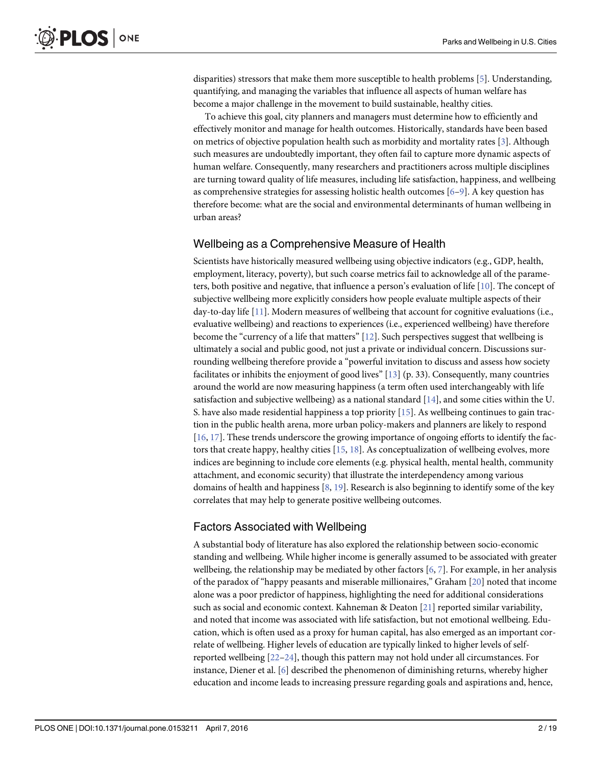disparities) stressors that make them more susceptible to health problems [5]. Understanding, quantifying, and managing the variables that influence all aspects of human welfare has become a major challenge in the movement to build sustainable, healthy cities.

To achieve this goal, city planners and managers must determine how to efficiently and effectively monitor and manage for health outcomes. Historically, standards have been based on metrics of objective population health such as morbidity and mortality rates [3]. Although such measures are undoubtedly important, they often fail to capture more dynamic aspects of human welfare. Consequently, many researchers and practitioners across multiple disciplines are turning toward quality of life measures, including life satisfaction, happiness, and wellbeing as comprehensive strategies for assessing holistic health outcomes [6–9]. A key question has therefore become: what are the social and environmental determinants of human wellbeing in urban areas?

## Wellbeing as a Comprehensive Measure of Health

Scientists have historically measured wellbeing using objective indicators (e.g., GDP, health, employment, literacy, poverty), but such coarse metrics fail to acknowledge all of the parameters, both positive and negative, that influence a person's evaluation of life [10]. The concept of subjective wellbeing more explicitly considers how people evaluate multiple aspects of their day-to-day life [11]. Modern measures of wellbeing that account for cognitive evaluations (i.e., evaluative wellbeing) and reactions to experiences (i.e., experienced wellbeing) have therefore become the "currency of a life that matters" [12]. Such perspectives suggest that wellbeing is ultimately a social and public good, not just a private or individual concern. Discussions surrounding wellbeing therefore provide a "powerful invitation to discuss and assess how society facilitates or inhibits the enjoyment of good lives" [13] (p. 33). Consequently, many countries around the world are now measuring happiness (a term often used interchangeably with life satisfaction and subjective wellbeing) as a national standard [14], and some cities within the U. S. have also made residential happiness a top priority [15]. As wellbeing continues to gain traction in the public health arena, more urban policy-makers and planners are likely to respond [16, 17]. These trends underscore the growing importance of ongoing efforts to identify the factors that create happy, healthy cities [15, 18]. As conceptualization of wellbeing evolves, more indices are beginning to include core elements (e.g. physical health, mental health, community attachment, and economic security) that illustrate the interdependency among various domains of health and happiness [8, 19]. Research is also beginning to identify some of the key correlates that may help to generate positive wellbeing outcomes.

## Factors Associated with Wellbeing

A substantial body of literature has also explored the relationship between socio-economic standing and wellbeing. While higher income is generally assumed to be associated with greater wellbeing, the relationship may be mediated by other factors [6, 7]. For example, in her analysis of the paradox of "happy peasants and miserable millionaires," Graham [20] noted that income alone was a poor predictor of happiness, highlighting the need for additional considerations such as social and economic context. Kahneman & Deaton [21] reported similar variability, and noted that income was associated with life satisfaction, but not emotional wellbeing. Education, which is often used as a proxy for human capital, has also emerged as an important correlate of wellbeing. Higher levels of education are typically linked to higher levels of self-reported wellbeing [22–24], though this pattern may not hold under all circumstances. For instance, Diener et al. [6] described the phenomenon of diminishing returns, whereby higher education and income leads to increasing pressure regarding goals and aspirations and, hence,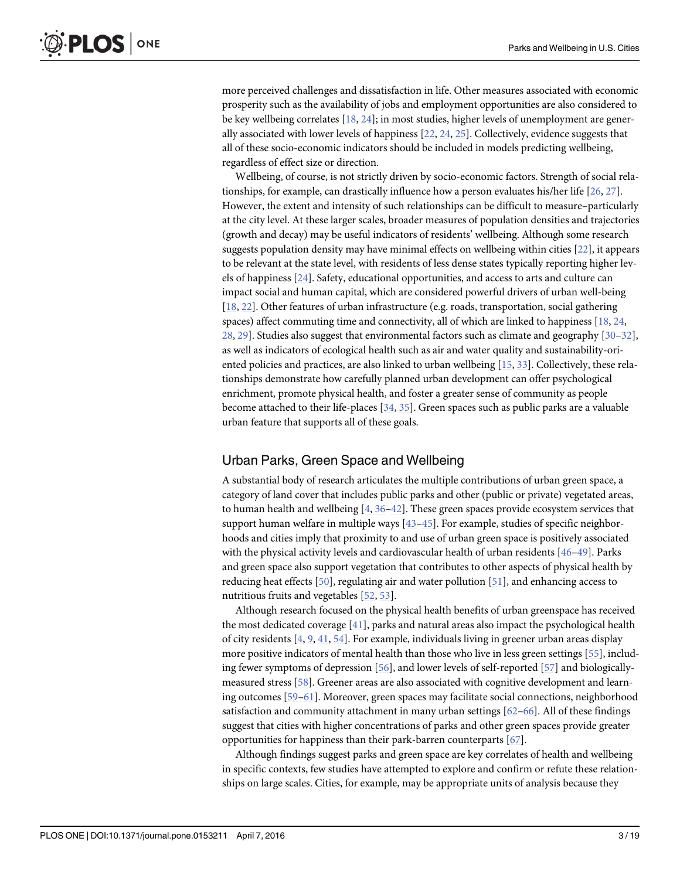more perceived challenges and dissatisfaction in life. Other measures associated with economic prosperity such as the availability of jobs and employment opportunities are also considered to be key wellbeing correlates [18, 24]; in most studies, higher levels of unemployment are generally associated with lower levels of happiness [22, 24, 25]. Collectively, evidence suggests that all of these socio-economic indicators should be included in models predicting wellbeing, regardless of effect size or direction.

Wellbeing, of course, is not strictly driven by socio-economic factors. Strength of social relationships, for example, can drastically influence how a person evaluates his/her life [26, 27]. However, the extent and intensity of such relationships can be difficult to measure–particularly at the city level. At these larger scales, broader measures of population densities and trajectories (growth and decay) may be useful indicators of residents' wellbeing. Although some research suggests population density may have minimal effects on wellbeing within cities [22], it appears to be relevant at the state level, with residents of less dense states typically reporting higher levels of happiness [24]. Safety, educational opportunities, and access to arts and culture can impact social and human capital, which are considered powerful drivers of urban well-being [18, 22]. Other features of urban infrastructure (e.g. roads, transportation, social gathering spaces) affect commuting time and connectivity, all of which are linked to happiness [18, 24, 28, 29]. Studies also suggest that environmental factors such as climate and geography [30–32], as well as indicators of ecological health such as air and water quality and sustainability-oriented policies and practices, are also linked to urban wellbeing [15, 33]. Collectively, these relationships demonstrate how carefully planned urban development can offer psychological enrichment, promote physical health, and foster a greater sense of community as people become attached to their life-places [34, 35]. Green spaces such as public parks are a valuable urban feature that supports all of these goals.

## Urban Parks, Green Space and Wellbeing

A substantial body of research articulates the multiple contributions of urban green space, a category of land cover that includes public parks and other (public or private) vegetated areas, to human health and wellbeing [4, 36–42]. These green spaces provide ecosystem services that support human welfare in multiple ways [43–45]. For example, studies of specific neighborhoods and cities imply that proximity to and use of urban green space is positively associated with the physical activity levels and cardiovascular health of urban residents [46–49]. Parks and green space also support vegetation that contributes to other aspects of physical health by reducing heat effects [50], regulating air and water pollution [51], and enhancing access to nutritious fruits and vegetables [52, 53].

Although research focused on the physical health benefits of urban greenspace has received the most dedicated coverage [41], parks and natural areas also impact the psychological health of city residents [4, 9, 41, 54]. For example, individuals living in greener urban areas display more positive indicators of mental health than those who live in less green settings [55], including fewer symptoms of depression [56], and lower levels of self-reported [57] and biologically-measured stress [58]. Greener areas are also associated with cognitive development and learning outcomes [59–61]. Moreover, green spaces may facilitate social connections, neighborhood satisfaction and community attachment in many urban settings [62–66]. All of these findings suggest that cities with higher concentrations of parks and other green spaces provide greater opportunities for happiness than their park-barren counterparts [67].

Although findings suggest parks and green space are key correlates of health and wellbeing in specific contexts, few studies have attempted to explore and confirm or refute these relationships on large scales. Cities, for example, may be appropriate units of analysis because they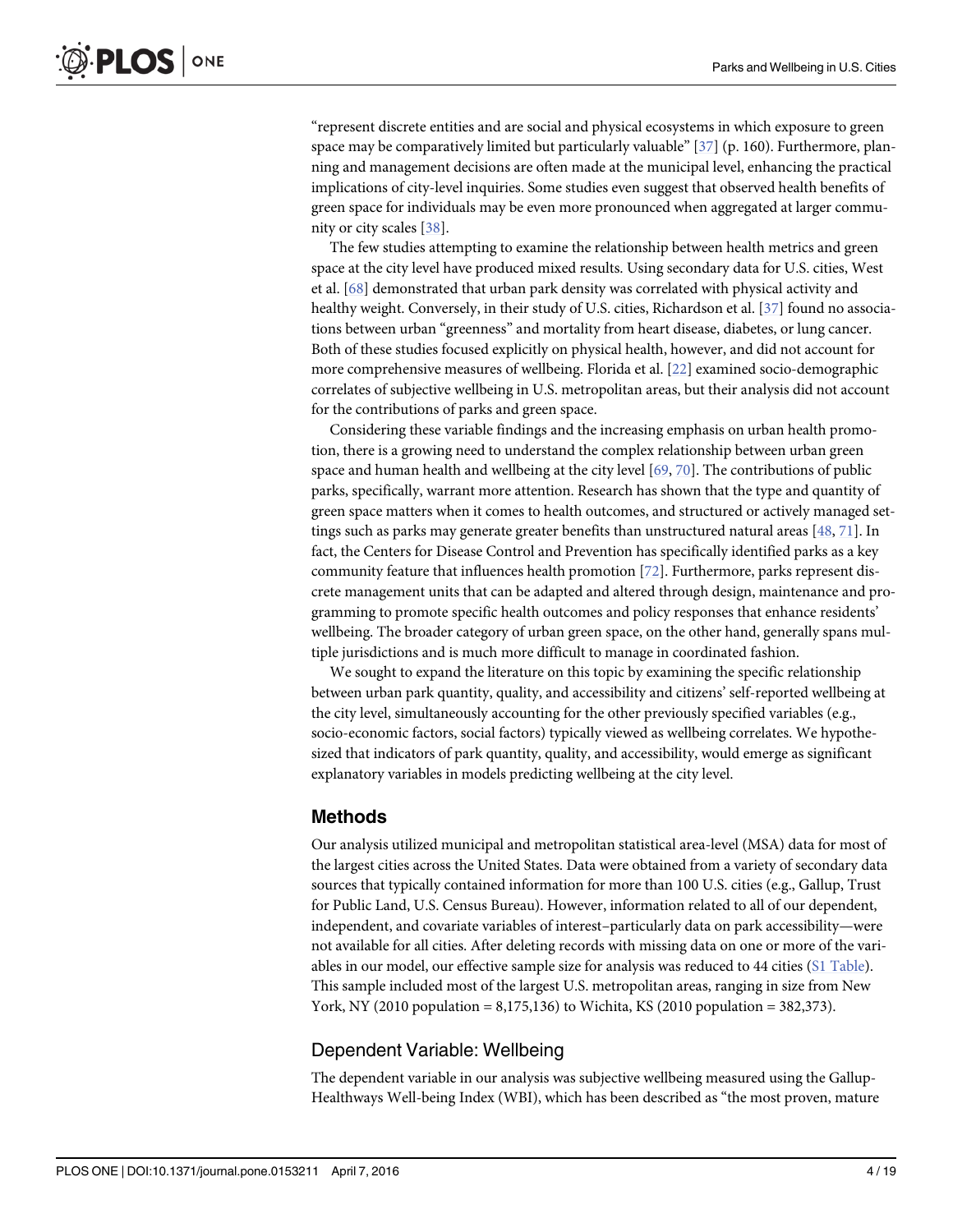"represent discrete entities and are social and physical ecosystems in which exposure to green space may be comparatively limited but particularly valuable" [37] (p. 160). Furthermore, planning and management decisions are often made at the municipal level, enhancing the practical implications of city-level inquiries. Some studies even suggest that observed health benefits of green space for individuals may be even more pronounced when aggregated at larger community or city scales [38].

The few studies attempting to examine the relationship between health metrics and green space at the city level have produced mixed results. Using secondary data for U.S. cities, West et al. [68] demonstrated that urban park density was correlated with physical activity and healthy weight. Conversely, in their study of U.S. cities, Richardson et al. [37] found no associations between urban "greenness" and mortality from heart disease, diabetes, or lung cancer. Both of these studies focused explicitly on physical health, however, and did not account for more comprehensive measures of wellbeing. Florida et al. [22] examined socio-demographic correlates of subjective wellbeing in U.S. metropolitan areas, but their analysis did not account for the contributions of parks and green space.

Considering these variable findings and the increasing emphasis on urban health promotion, there is a growing need to understand the complex relationship between urban green space and human health and wellbeing at the city level [69, 70]. The contributions of public parks, specifically, warrant more attention. Research has shown that the type and quantity of green space matters when it comes to health outcomes, and structured or actively managed settings such as parks may generate greater benefits than unstructured natural areas [48, 71]. In fact, the Centers for Disease Control and Prevention has specifically identified parks as a key community feature that influences health promotion [72]. Furthermore, parks represent discrete management units that can be adapted and altered through design, maintenance and programming to promote specific health outcomes and policy responses that enhance residents' wellbeing. The broader category of urban green space, on the other hand, generally spans multiple jurisdictions and is much more difficult to manage in coordinated fashion.

We sought to expand the literature on this topic by examining the specific relationship between urban park quantity, quality, and accessibility and citizens' self-reported wellbeing at the city level, simultaneously accounting for the other previously specified variables (e.g., socio-economic factors, social factors) typically viewed as wellbeing correlates. We hypothesized that indicators of park quantity, quality, and accessibility, would emerge as significant explanatory variables in models predicting wellbeing at the city level.

## Methods

Our analysis utilized municipal and metropolitan statistical area-level (MSA) data for most of the largest cities across the United States. Data were obtained from a variety of secondary data sources that typically contained information for more than 100 U.S. cities (e.g., Gallup, Trust for Public Land, U.S. Census Bureau). However, information related to all of our dependent, independent, and covariate variables of interest–particularly data on park accessibility—were not available for all cities. After deleting records with missing data on one or more of the variables in our model, our effective sample size for analysis was reduced to 44 cities (S1 Table). This sample included most of the largest U.S. metropolitan areas, ranging in size from New York, NY (2010 population = 8,175,136) to Wichita, KS (2010 population = 382,373).

### Dependent Variable: Wellbeing

The dependent variable in our analysis was subjective wellbeing measured using the Gallup-Healthways Well-being Index (WBI), which has been described as "the most proven, mature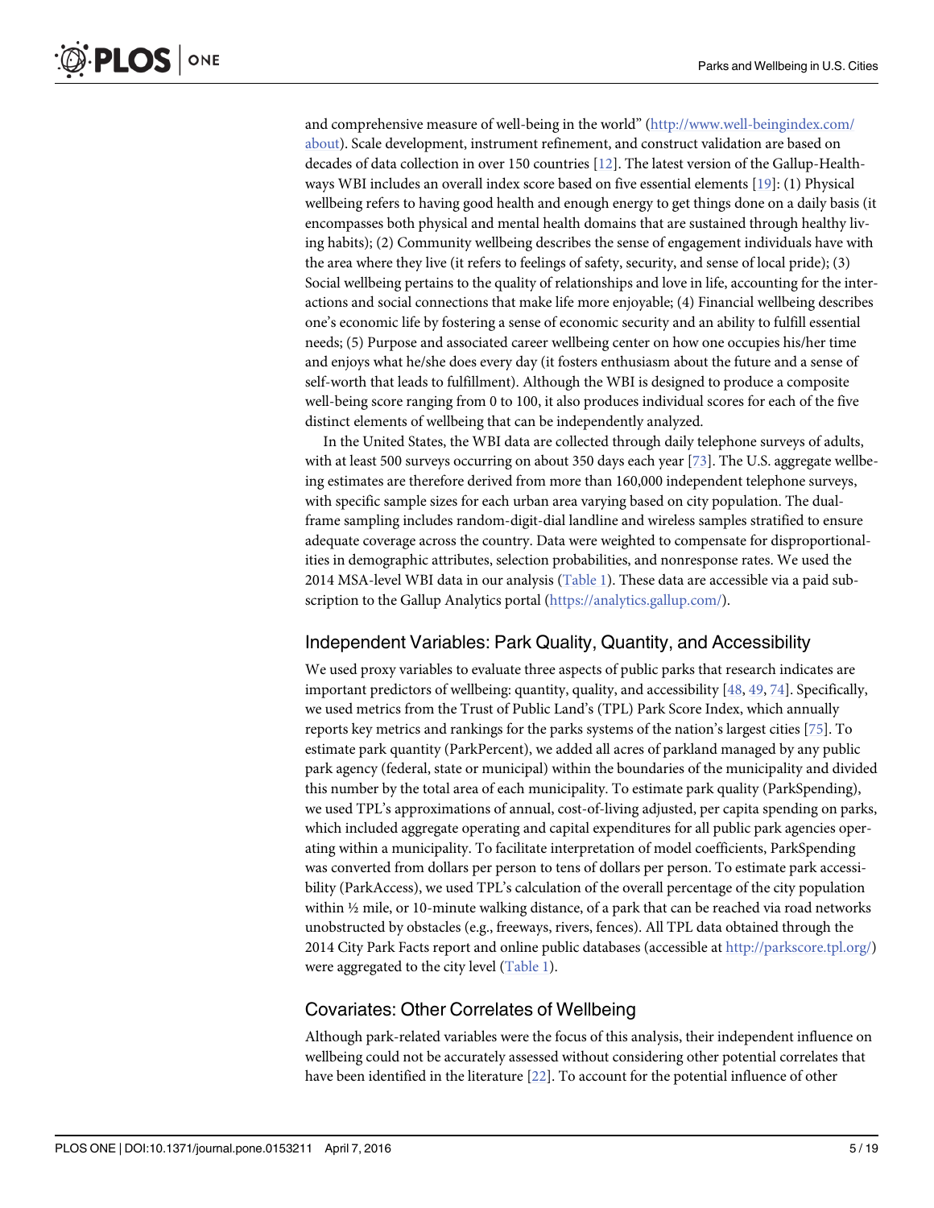and comprehensive measure of well-being in the world" (http://www.well-beingindex.com/about). Scale development, instrument refinement, and construct validation are based on decades of data collection in over 150 countries [12]. The latest version of the Gallup-Healthways WBI includes an overall index score based on five essential elements [19]: (1) Physical wellbeing refers to having good health and enough energy to get things done on a daily basis (it encompasses both physical and mental health domains that are sustained through healthy living habits); (2) Community wellbeing describes the sense of engagement individuals have with the area where they live (it refers to feelings of safety, security, and sense of local pride); (3) Social wellbeing pertains to the quality of relationships and love in life, accounting for the interactions and social connections that make life more enjoyable; (4) Financial wellbeing describes one's economic life by fostering a sense of economic security and an ability to fulfill essential needs; (5) Purpose and associated career wellbeing center on how one occupies his/her time and enjoys what he/she does every day (it fosters enthusiasm about the future and a sense of self-worth that leads to fulfillment). Although the WBI is designed to produce a composite well-being score ranging from 0 to 100, it also produces individual scores for each of the five distinct elements of wellbeing that can be independently analyzed.

In the United States, the WBI data are collected through daily telephone surveys of adults, with at least 500 surveys occurring on about 350 days each year [73]. The U.S. aggregate wellbeing estimates are therefore derived from more than 160,000 independent telephone surveys, with specific sample sizes for each urban area varying based on city population. The dual-frame sampling includes random-digit-dial landline and wireless samples stratified to ensure adequate coverage across the country. Data were weighted to compensate for disproportionalities in demographic attributes, selection probabilities, and nonresponse rates. We used the 2014 MSA-level WBI data in our analysis (Table 1). These data are accessible via a paid subscription to the Gallup Analytics portal (https://analytics.gallup.com/).

## Independent Variables: Park Quality, Quantity, and Accessibility

We used proxy variables to evaluate three aspects of public parks that research indicates are important predictors of wellbeing: quantity, quality, and accessibility [48, 49, 74]. Specifically, we used metrics from the Trust of Public Land's (TPL) Park Score Index, which annually reports key metrics and rankings for the parks systems of the nation's largest cities [75]. To estimate park quantity (ParkPercent), we added all acres of parkland managed by any public park agency (federal, state or municipal) within the boundaries of the municipality and divided this number by the total area of each municipality. To estimate park quality (ParkSpending), we used TPL's approximations of annual, cost-of-living adjusted, per capita spending on parks, which included aggregate operating and capital expenditures for all public park agencies operating within a municipality. To facilitate interpretation of model coefficients, ParkSpending was converted from dollars per person to tens of dollars per person. To estimate park accessibility (ParkAccess), we used TPL's calculation of the overall percentage of the city population within ½ mile, or 10-minute walking distance, of a park that can be reached via road networks unobstructed by obstacles (e.g., freeways, rivers, fences). All TPL data obtained through the 2014 City Park Facts report and online public databases (accessible at http://parkscore.tpl.org/) were aggregated to the city level (Table 1).

## Covariates: Other Correlates of Wellbeing

Although park-related variables were the focus of this analysis, their independent influence on wellbeing could not be accurately assessed without considering other potential correlates that have been identified in the literature [22]. To account for the potential influence of other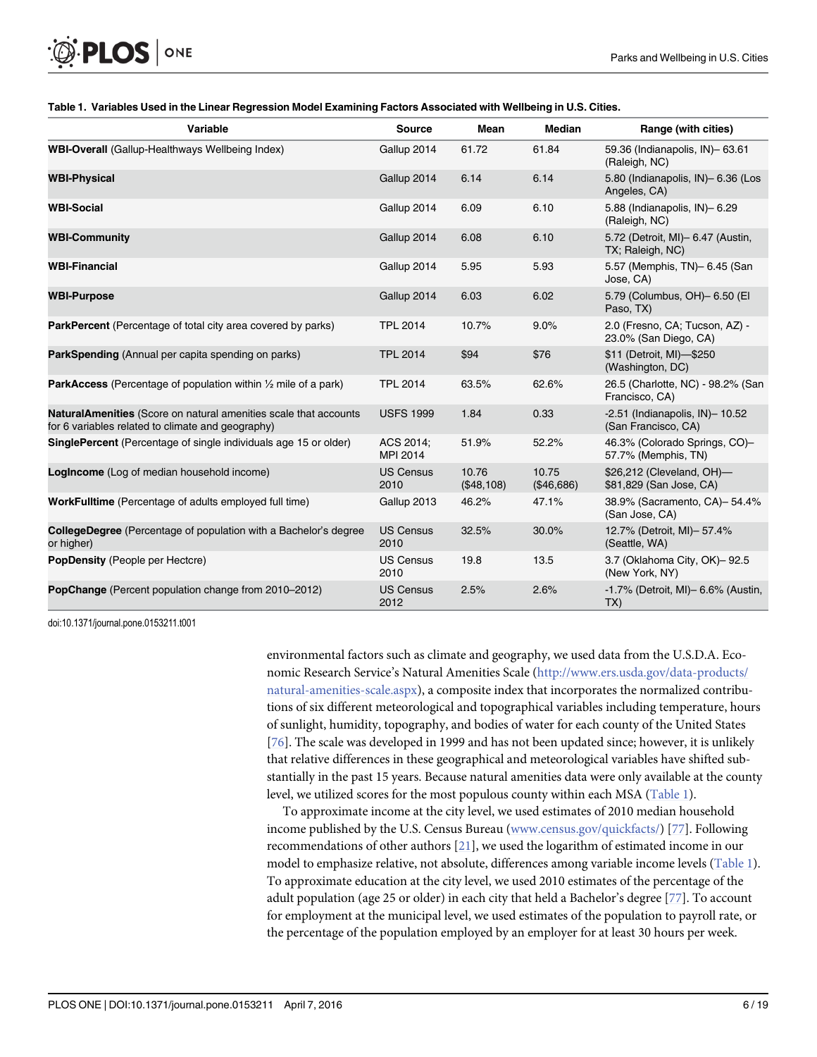**Table 1. Variables Used in the Linear Regression Model Examining Factors Associated with Wellbeing in U.S. Cities.**

| Variable | Source | Mean | Median | Range (with cities) |
|---|---|---|---|---|
| **WBI-Overall** (Gallup-Healthways Wellbeing Index) | Gallup 2014 | 61.72 | 61.84 | 59.36 (Indianapolis, IN)– 63.61 (Raleigh, NC) |
| **WBI-Physical** | Gallup 2014 | 6.14 | 6.14 | 5.80 (Indianapolis, IN)– 6.36 (Los Angeles, CA) |
| **WBI-Social** | Gallup 2014 | 6.09 | 6.10 | 5.88 (Indianapolis, IN)– 6.29 (Raleigh, NC) |
| **WBI-Community** | Gallup 2014 | 6.08 | 6.10 | 5.72 (Detroit, MI)– 6.47 (Austin, TX; Raleigh, NC) |
| **WBI-Financial** | Gallup 2014 | 5.95 | 5.93 | 5.57 (Memphis, TN)– 6.45 (San Jose, CA) |
| **WBI-Purpose** | Gallup 2014 | 6.03 | 6.02 | 5.79 (Columbus, OH)– 6.50 (El Paso, TX) |
| **ParkPercent** (Percentage of total city area covered by parks) | TPL 2014 | 10.7% | 9.0% | 2.0 (Fresno, CA; Tucson, AZ) - 23.0% (San Diego, CA) |
| **ParkSpending** (Annual per capita spending on parks) | TPL 2014 | $94 | $76 | $11 (Detroit, MI)—$250 (Washington, DC) |
| **ParkAccess** (Percentage of population within ½ mile of a park) | TPL 2014 | 63.5% | 62.6% | 26.5 (Charlotte, NC) - 98.2% (San Francisco, CA) |
| **NaturalAmenities** (Score on natural amenities scale that accounts for 6 variables related to climate and geography) | USFS 1999 | 1.84 | 0.33 | -2.51 (Indianapolis, IN)– 10.52 (San Francisco, CA) |
| **SinglePercent** (Percentage of single individuals age 15 or older) | ACS 2014; MPI 2014 | 51.9% | 52.2% | 46.3% (Colorado Springs, CO)– 57.7% (Memphis, TN) |
| **LogIncome** (Log of median household income) | US Census 2010 | 10.76 ($48,108) | 10.75 ($46,686) | $26,212 (Cleveland, OH)—$81,829 (San Jose, CA) |
| **WorkFulltime** (Percentage of adults employed full time) | Gallup 2013 | 46.2% | 47.1% | 38.9% (Sacramento, CA)– 54.4% (San Jose, CA) |
| **CollegeDegree** (Percentage of population with a Bachelor's degree or higher) | US Census 2010 | 32.5% | 30.0% | 12.7% (Detroit, MI)– 57.4% (Seattle, WA) |
| **PopDensity** (People per Hectcre) | US Census 2010 | 19.8 | 13.5 | 3.7 (Oklahoma City, OK)– 92.5 (New York, NY) |
| **PopChange** (Percent population change from 2010–2012) | US Census 2012 | 2.5% | 2.6% | -1.7% (Detroit, MI)– 6.6% (Austin, TX) |

doi:10.1371/journal.pone.0153211.t001

environmental factors such as climate and geography, we used data from the U.S.D.A. Economic Research Service's Natural Amenities Scale (http://www.ers.usda.gov/data-products/natural-amenities-scale.aspx), a composite index that incorporates the normalized contributions of six different meteorological and topographical variables including temperature, hours of sunlight, humidity, topography, and bodies of water for each county of the United States [76]. The scale was developed in 1999 and has not been updated since; however, it is unlikely that relative differences in these geographical and meteorological variables have shifted substantially in the past 15 years. Because natural amenities data were only available at the county level, we utilized scores for the most populous county within each MSA (Table 1).

To approximate income at the city level, we used estimates of 2010 median household income published by the U.S. Census Bureau (www.census.gov/quickfacts/) [77]. Following recommendations of other authors [21], we used the logarithm of estimated income in our model to emphasize relative, not absolute, differences among variable income levels (Table 1). To approximate education at the city level, we used 2010 estimates of the percentage of the adult population (age 25 or older) in each city that held a Bachelor's degree [77]. To account for employment at the municipal level, we used estimates of the population to payroll rate, or the percentage of the population employed by an employer for at least 30 hours per week.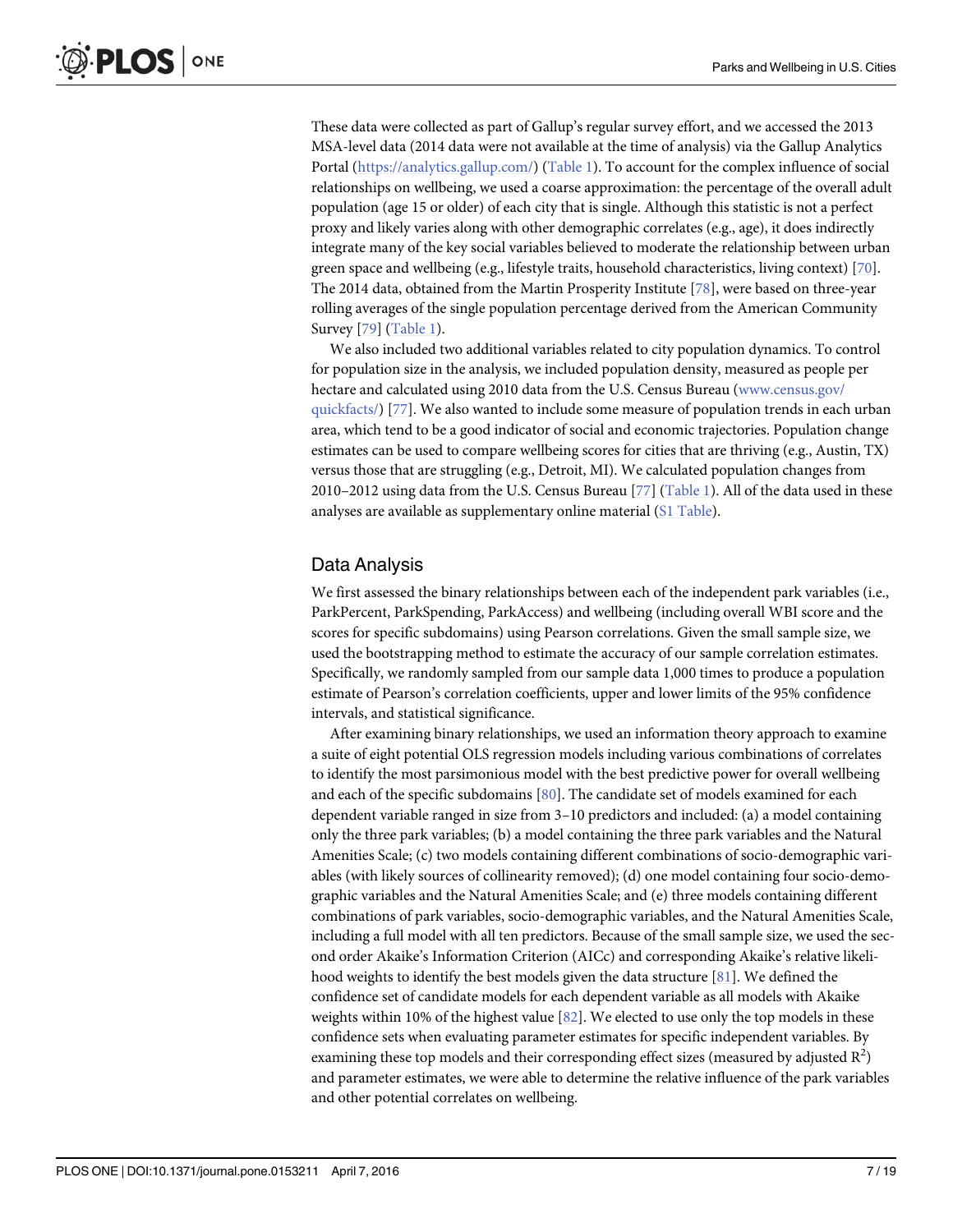These data were collected as part of Gallup's regular survey effort, and we accessed the 2013 MSA-level data (2014 data were not available at the time of analysis) via the Gallup Analytics Portal (https://analytics.gallup.com/) (Table 1). To account for the complex influence of social relationships on wellbeing, we used a coarse approximation: the percentage of the overall adult population (age 15 or older) of each city that is single. Although this statistic is not a perfect proxy and likely varies along with other demographic correlates (e.g., age), it does indirectly integrate many of the key social variables believed to moderate the relationship between urban green space and wellbeing (e.g., lifestyle traits, household characteristics, living context) [70]. The 2014 data, obtained from the Martin Prosperity Institute [78], were based on three-year rolling averages of the single population percentage derived from the American Community Survey [79] (Table 1).

We also included two additional variables related to city population dynamics. To control for population size in the analysis, we included population density, measured as people per hectare and calculated using 2010 data from the U.S. Census Bureau (www.census.gov/quickfacts/) [77]. We also wanted to include some measure of population trends in each urban area, which tend to be a good indicator of social and economic trajectories. Population change estimates can be used to compare wellbeing scores for cities that are thriving (e.g., Austin, TX) versus those that are struggling (e.g., Detroit, MI). We calculated population changes from 2010–2012 using data from the U.S. Census Bureau [77] (Table 1). All of the data used in these analyses are available as supplementary online material (S1 Table).

## Data Analysis

We first assessed the binary relationships between each of the independent park variables (i.e., ParkPercent, ParkSpending, ParkAccess) and wellbeing (including overall WBI score and the scores for specific subdomains) using Pearson correlations. Given the small sample size, we used the bootstrapping method to estimate the accuracy of our sample correlation estimates. Specifically, we randomly sampled from our sample data 1,000 times to produce a population estimate of Pearson's correlation coefficients, upper and lower limits of the 95% confidence intervals, and statistical significance.

After examining binary relationships, we used an information theory approach to examine a suite of eight potential OLS regression models including various combinations of correlates to identify the most parsimonious model with the best predictive power for overall wellbeing and each of the specific subdomains [80]. The candidate set of models examined for each dependent variable ranged in size from 3–10 predictors and included: (a) a model containing only the three park variables; (b) a model containing the three park variables and the Natural Amenities Scale; (c) two models containing different combinations of socio-demographic variables (with likely sources of collinearity removed); (d) one model containing four socio-demographic variables and the Natural Amenities Scale; and (e) three models containing different combinations of park variables, socio-demographic variables, and the Natural Amenities Scale, including a full model with all ten predictors. Because of the small sample size, we used the second order Akaike's Information Criterion (AICc) and corresponding Akaike's relative likelihood weights to identify the best models given the data structure [81]. We defined the confidence set of candidate models for each dependent variable as all models with Akaike weights within 10% of the highest value [82]. We elected to use only the top models in these confidence sets when evaluating parameter estimates for specific independent variables. By examining these top models and their corresponding effect sizes (measured by adjusted $R^2$) and parameter estimates, we were able to determine the relative influence of the park variables and other potential correlates on wellbeing.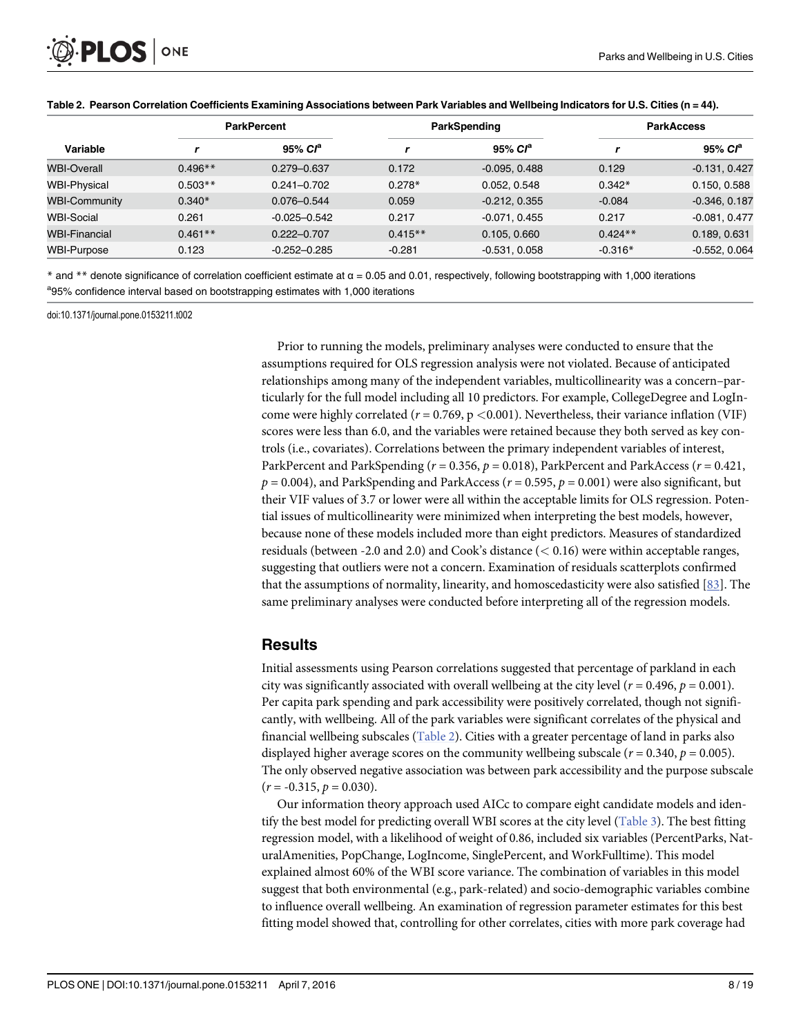**Table 2. Pearson Correlation Coefficients Examining Associations between Park Variables and Wellbeing Indicators for U.S. Cities (n = 44).**

| Variable | ParkPercent | | ParkSpending | | ParkAccess | |
|---|---|---|---|---|---|---|
| | *r* | 95% *CI*[a] | *r* | 95% *CI*[a] | *r* | 95% *CI*[a] |
| WBI-Overall | 0.496** | 0.279–0.637 | 0.172 | -0.095, 0.488 | 0.129 | -0.131, 0.427 |
| WBI-Physical | 0.503** | 0.241–0.702 | 0.278* | 0.052, 0.548 | 0.342* | 0.150, 0.588 |
| WBI-Community | 0.340* | 0.076–0.544 | 0.059 | -0.212, 0.355 | -0.084 | -0.346, 0.187 |
| WBI-Social | 0.261 | -0.025–0.542 | 0.217 | -0.071, 0.455 | 0.217 | -0.081, 0.477 |
| WBI-Financial | 0.461** | 0.222–0.707 | 0.415** | 0.105, 0.660 | 0.424** | 0.189, 0.631 |
| WBI-Purpose | 0.123 | -0.252–0.285 | -0.281 | -0.531, 0.058 | -0.316* | -0.552, 0.064 |

\* and ** denote significance of correlation coefficient estimate at $\alpha = 0.05$ and 0.01, respectively, following bootstrapping with 1,000 iterations

[a]95% confidence interval based on bootstrapping estimates with 1,000 iterations

doi:10.1371/journal.pone.0153211.t002

Prior to running the models, preliminary analyses were conducted to ensure that the assumptions required for OLS regression analysis were not violated. Because of anticipated relationships among many of the independent variables, multicollinearity was a concern–particularly for the full model including all 10 predictors. For example, CollegeDegree and LogIncome were highly correlated ($r = 0.769$, $p < 0.001$). Nevertheless, their variance inflation (VIF) scores were less than 6.0, and the variables were retained because they both served as key controls (i.e., covariates). Correlations between the primary independent variables of interest, ParkPercent and ParkSpending ($r = 0.356$, $p = 0.018$), ParkPercent and ParkAccess ($r = 0.421$, $p = 0.004$), and ParkSpending and ParkAccess ($r = 0.595$, $p = 0.001$) were also significant, but their VIF values of 3.7 or lower were all within the acceptable limits for OLS regression. Potential issues of multicollinearity were minimized when interpreting the best models, however, because none of these models included more than eight predictors. Measures of standardized residuals (between -2.0 and 2.0) and Cook's distance (< 0.16) were within acceptable ranges, suggesting that outliers were not a concern. Examination of residuals scatterplots confirmed that the assumptions of normality, linearity, and homoscedasticity were also satisfied [83]. The same preliminary analyses were conducted before interpreting all of the regression models.

## Results

Initial assessments using Pearson correlations suggested that percentage of parkland in each city was significantly associated with overall wellbeing at the city level ($r = 0.496$, $p = 0.001$). Per capita park spending and park accessibility were positively correlated, though not significantly, with wellbeing. All of the park variables were significant correlates of the physical and financial wellbeing subscales (Table 2). Cities with a greater percentage of land in parks also displayed higher average scores on the community wellbeing subscale ($r = 0.340$, $p = 0.005$). The only observed negative association was between park accessibility and the purpose subscale ($r = -0.315$, $p = 0.030$).

Our information theory approach used AICc to compare eight candidate models and identify the best model for predicting overall WBI scores at the city level (Table 3). The best fitting regression model, with a likelihood of weight of 0.86, included six variables (PercentParks, NaturalAmenities, PopChange, LogIncome, SinglePercent, and WorkFulltime). This model explained almost 60% of the WBI score variance. The combination of variables in this model suggest that both environmental (e.g., park-related) and socio-demographic variables combine to influence overall wellbeing. An examination of regression parameter estimates for this best fitting model showed that, controlling for other correlates, cities with more park coverage had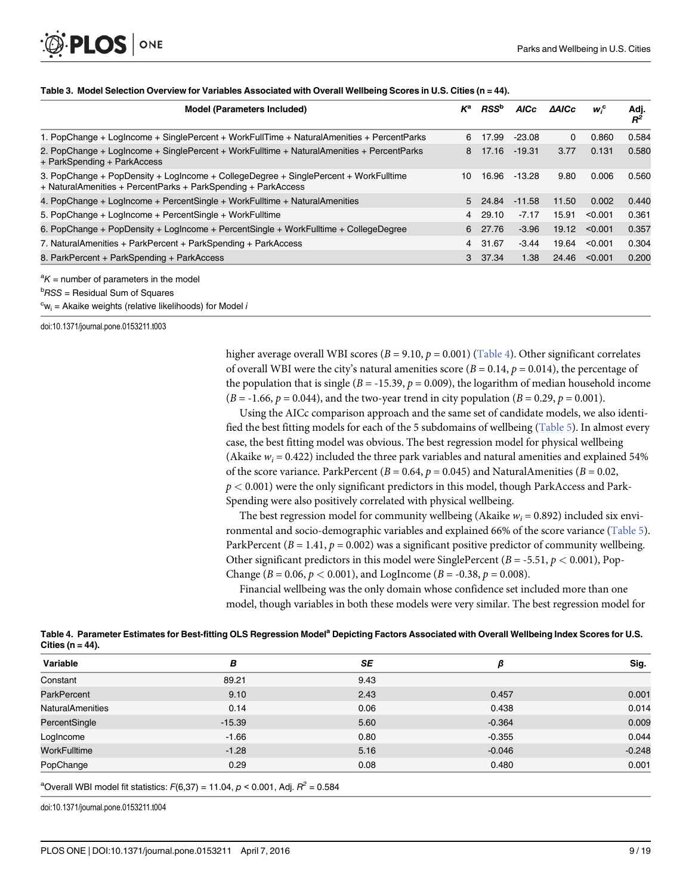**Table 3. Model Selection Overview for Variables Associated with Overall Wellbeing Scores in U.S. Cities (n = 44).**

| Model (Parameters Included) | $K^a$ | $RSS^b$ | AICc | ΔAICc | $w_i^c$ | Adj. $R^2$ |
|---|---|---|---|---|---|---|
| 1. PopChange + LogIncome + SinglePercent + WorkFullTime + NaturalAmenities + PercentParks | 6 | 17.99 | -23.08 | 0 | 0.860 | 0.584 |
| 2. PopChange + LogIncome + SinglePercent + WorkFulltime + NaturalAmenities + PercentParks + ParkSpending + ParkAccess | 8 | 17.16 | -19.31 | 3.77 | 0.131 | 0.580 |
| 3. PopChange + PopDensity + LogIncome + CollegeDegree + SinglePercent + WorkFulltime + NaturalAmenities + PercentParks + ParkSpending + ParkAccess | 10 | 16.96 | -13.28 | 9.80 | 0.006 | 0.560 |
| 4. PopChange + LogIncome + PercentSingle + WorkFulltime + NaturalAmenities | 5 | 24.84 | -11.58 | 11.50 | 0.002 | 0.440 |
| 5. PopChange + LogIncome + PercentSingle + WorkFulltime | 4 | 29.10 | -7.17 | 15.91 | <0.001 | 0.361 |
| 6. PopChange + PopDensity + LogIncome + PercentSingle + WorkFulltime + CollegeDegree | 6 | 27.76 | -3.96 | 19.12 | <0.001 | 0.357 |
| 7. NaturalAmenities + ParkPercent + ParkSpending + ParkAccess | 4 | 31.67 | -3.44 | 19.64 | <0.001 | 0.304 |
| 8. ParkPercent + ParkSpending + ParkAccess | 3 | 37.34 | 1.38 | 24.46 | <0.001 | 0.200 |

[a]$K$ = number of parameters in the model

[b]$RSS$ = Residual Sum of Squares

[c]$w_i$ = Akaike weights (relative likelihoods) for Model $i$

doi:10.1371/journal.pone.0153211.t003

higher average overall WBI scores ($B$ = 9.10, $p$ = 0.001) (Table 4). Other significant correlates of overall WBI were the city's natural amenities score ($B$ = 0.14, $p$ = 0.014), the percentage of the population that is single ($B$ = -15.39, $p$ = 0.009), the logarithm of median household income ($B$ = -1.66, $p$ = 0.044), and the two-year trend in city population ($B$ = 0.29, $p$ = 0.001).

Using the AICc comparison approach and the same set of candidate models, we also identified the best fitting models for each of the 5 subdomains of wellbeing (Table 5). In almost every case, the best fitting model was obvious. The best regression model for physical wellbeing (Akaike $w_i$ = 0.422) included the three park variables and natural amenities and explained 54% of the score variance. ParkPercent ($B$ = 0.64, $p$ = 0.045) and NaturalAmenities ($B$ = 0.02, $p < 0.001$) were the only significant predictors in this model, though ParkAccess and ParkSpending were also positively correlated with physical wellbeing.

The best regression model for community wellbeing (Akaike $w_i$ = 0.892) included six environmental and socio-demographic variables and explained 66% of the score variance (Table 5). ParkPercent ($B$ = 1.41, $p$ = 0.002) was a significant positive predictor of community wellbeing. Other significant predictors in this model were SinglePercent ($B$ = -5.51, $p < 0.001$), PopChange ($B$ = 0.06, $p < 0.001$), and LogIncome ($B$ = -0.38, $p$ = 0.008).

Financial wellbeing was the only domain whose confidence set included more than one model, though variables in both these models were very similar. The best regression model for

**Table 4. Parameter Estimates for Best-fitting OLS Regression Model[a] Depicting Factors Associated with Overall Wellbeing Index Scores for U.S. Cities (n = 44).**

| Variable | $B$ | $SE$ | $\beta$ | Sig. |
|---|---|---|---|---|
| Constant | 89.21 | 9.43 | | |
| ParkPercent | 9.10 | 2.43 | 0.457 | 0.001 |
| NaturalAmenities | 0.14 | 0.06 | 0.438 | 0.014 |
| PercentSingle | -15.39 | 5.60 | -0.364 | 0.009 |
| LogIncome | -1.66 | 0.80 | -0.355 | 0.044 |
| WorkFulltime | -1.28 | 5.16 | -0.046 | -0.248 |
| PopChange | 0.29 | 0.08 | 0.480 | 0.001 |

[a]Overall WBI model fit statistics: $F(6,37)$ = 11.04, $p$ < 0.001, Adj. $R^2$ = 0.584

doi:10.1371/journal.pone.0153211.t004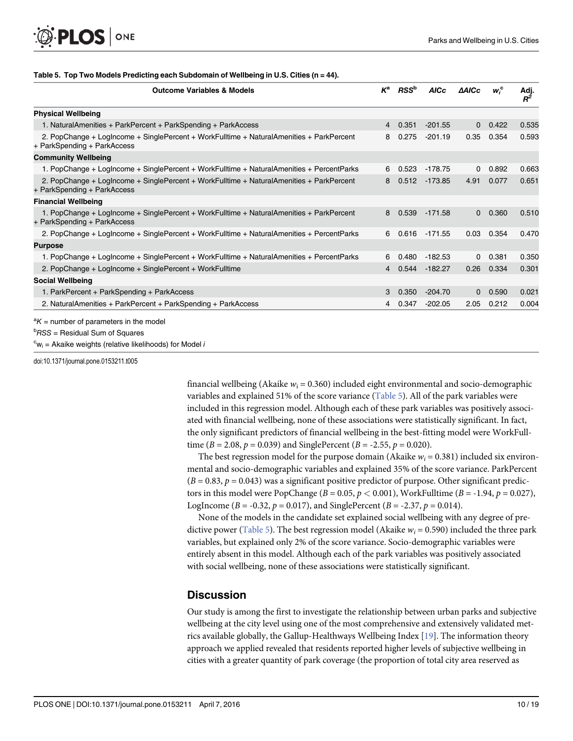**Table 5. Top Two Models Predicting each Subdomain of Wellbeing in U.S. Cities (n = 44).**

| Outcome Variables & Models | $K^a$ | $RSS^b$ | *AICc* | *ΔAICc* | $w_i^c$ | Adj. $R^2$ |
|---|---|---|---|---|---|---|
| **Physical Wellbeing** | | | | | | |
| 1. NaturalAmenities + ParkPercent + ParkSpending + ParkAccess | 4 | 0.351 | -201.55 | 0 | 0.422 | 0.535 |
| 2. PopChange + LogIncome + SinglePercent + WorkFulltime + NaturalAmenities + ParkPercent + ParkSpending + ParkAccess | 8 | 0.275 | -201.19 | 0.35 | 0.354 | 0.593 |
| **Community Wellbeing** | | | | | | |
| 1. PopChange + LogIncome + SinglePercent + WorkFulltime + NaturalAmenities + PercentParks | 6 | 0.523 | -178.75 | 0 | 0.892 | 0.663 |
| 2. PopChange + LogIncome + SinglePercent + WorkFulltime + NaturalAmenities + ParkPercent + ParkSpending + ParkAccess | 8 | 0.512 | -173.85 | 4.91 | 0.077 | 0.651 |
| **Financial Wellbeing** | | | | | | |
| 1. PopChange + LogIncome + SinglePercent + WorkFulltime + NaturalAmenities + ParkPercent + ParkSpending + ParkAccess | 8 | 0.539 | -171.58 | 0 | 0.360 | 0.510 |
| 2. PopChange + LogIncome + SinglePercent + WorkFulltime + NaturalAmenities + PercentParks | 6 | 0.616 | -171.55 | 0.03 | 0.354 | 0.470 |
| **Purpose** | | | | | | |
| 1. PopChange + LogIncome + SinglePercent + WorkFulltime + NaturalAmenities + PercentParks | 6 | 0.480 | -182.53 | 0 | 0.381 | 0.350 |
| 2. PopChange + LogIncome + SinglePercent + WorkFulltime | 4 | 0.544 | -182.27 | 0.26 | 0.334 | 0.301 |
| **Social Wellbeing** | | | | | | |
| 1. ParkPercent + ParkSpending + ParkAccess | 3 | 0.350 | -204.70 | 0 | 0.590 | 0.021 |
| 2. NaturalAmenities + ParkPercent + ParkSpending + ParkAccess | 4 | 0.347 | -202.05 | 2.05 | 0.212 | 0.004 |

[a] $K$ = number of parameters in the model

[b] *RSS* = Residual Sum of Squares

[c] $w_i$ = Akaike weights (relative likelihoods) for Model *i*

doi:10.1371/journal.pone.0153211.t005

financial wellbeing (Akaike $w_i = 0.360$) included eight environmental and socio-demographic variables and explained 51% of the score variance (Table 5). All of the park variables were included in this regression model. Although each of these park variables was positively associated with financial wellbeing, none of these associations were statistically significant. In fact, the only significant predictors of financial wellbeing in the best-fitting model were WorkFulltime ($B = 2.08$, $p = 0.039$) and SinglePercent ($B = -2.55$, $p = 0.020$).

The best regression model for the purpose domain (Akaike $w_i = 0.381$) included six environmental and socio-demographic variables and explained 35% of the score variance. ParkPercent ($B = 0.83$, $p = 0.043$) was a significant positive predictor of purpose. Other significant predictors in this model were PopChange ($B = 0.05$, $p < 0.001$), WorkFulltime ($B = -1.94$, $p = 0.027$), LogIncome ($B = -0.32$, $p = 0.017$), and SinglePercent ($B = -2.37$, $p = 0.014$).

None of the models in the candidate set explained social wellbeing with any degree of predictive power (Table 5). The best regression model (Akaike $w_i = 0.590$) included the three park variables, but explained only 2% of the score variance. Socio-demographic variables were entirely absent in this model. Although each of the park variables was positively associated with social wellbeing, none of these associations were statistically significant.

## Discussion

Our study is among the first to investigate the relationship between urban parks and subjective wellbeing at the city level using one of the most comprehensive and extensively validated metrics available globally, the Gallup-Healthways Wellbeing Index [19]. The information theory approach we applied revealed that residents reported higher levels of subjective wellbeing in cities with a greater quantity of park coverage (the proportion of total city area reserved as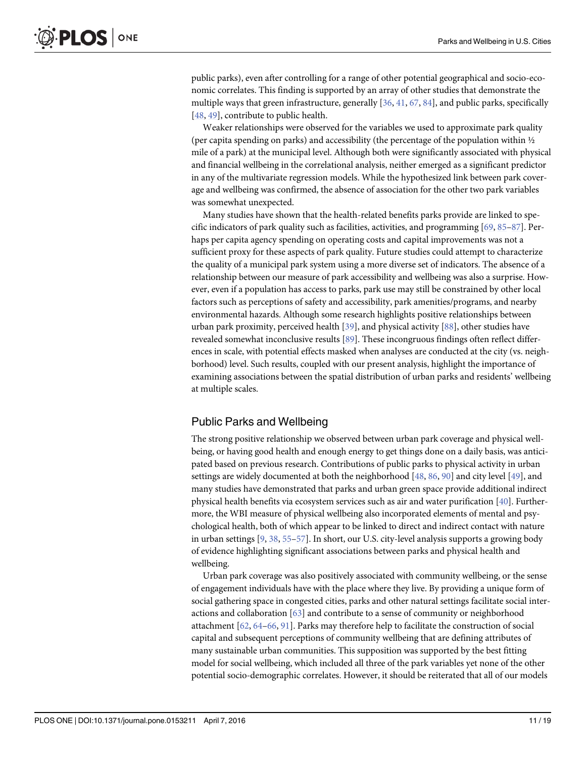public parks), even after controlling for a range of other potential geographical and socio-economic correlates. This finding is supported by an array of other studies that demonstrate the multiple ways that green infrastructure, generally [36, 41, 67, 84], and public parks, specifically [48, 49], contribute to public health.

Weaker relationships were observed for the variables we used to approximate park quality (per capita spending on parks) and accessibility (the percentage of the population within ½ mile of a park) at the municipal level. Although both were significantly associated with physical and financial wellbeing in the correlational analysis, neither emerged as a significant predictor in any of the multivariate regression models. While the hypothesized link between park coverage and wellbeing was confirmed, the absence of association for the other two park variables was somewhat unexpected.

Many studies have shown that the health-related benefits parks provide are linked to specific indicators of park quality such as facilities, activities, and programming [69, 85–87]. Perhaps per capita agency spending on operating costs and capital improvements was not a sufficient proxy for these aspects of park quality. Future studies could attempt to characterize the quality of a municipal park system using a more diverse set of indicators. The absence of a relationship between our measure of park accessibility and wellbeing was also a surprise. However, even if a population has access to parks, park use may still be constrained by other local factors such as perceptions of safety and accessibility, park amenities/programs, and nearby environmental hazards. Although some research highlights positive relationships between urban park proximity, perceived health [39], and physical activity [88], other studies have revealed somewhat inconclusive results [89]. These incongruous findings often reflect differences in scale, with potential effects masked when analyses are conducted at the city (vs. neighborhood) level. Such results, coupled with our present analysis, highlight the importance of examining associations between the spatial distribution of urban parks and residents' wellbeing at multiple scales.

## Public Parks and Wellbeing

The strong positive relationship we observed between urban park coverage and physical wellbeing, or having good health and enough energy to get things done on a daily basis, was anticipated based on previous research. Contributions of public parks to physical activity in urban settings are widely documented at both the neighborhood [48, 86, 90] and city level [49], and many studies have demonstrated that parks and urban green space provide additional indirect physical health benefits via ecosystem services such as air and water purification [40]. Furthermore, the WBI measure of physical wellbeing also incorporated elements of mental and psychological health, both of which appear to be linked to direct and indirect contact with nature in urban settings [9, 38, 55–57]. In short, our U.S. city-level analysis supports a growing body of evidence highlighting significant associations between parks and physical health and wellbeing.

Urban park coverage was also positively associated with community wellbeing, or the sense of engagement individuals have with the place where they live. By providing a unique form of social gathering space in congested cities, parks and other natural settings facilitate social interactions and collaboration [63] and contribute to a sense of community or neighborhood attachment [62, 64–66, 91]. Parks may therefore help to facilitate the construction of social capital and subsequent perceptions of community wellbeing that are defining attributes of many sustainable urban communities. This supposition was supported by the best fitting model for social wellbeing, which included all three of the park variables yet none of the other potential socio-demographic correlates. However, it should be reiterated that all of our models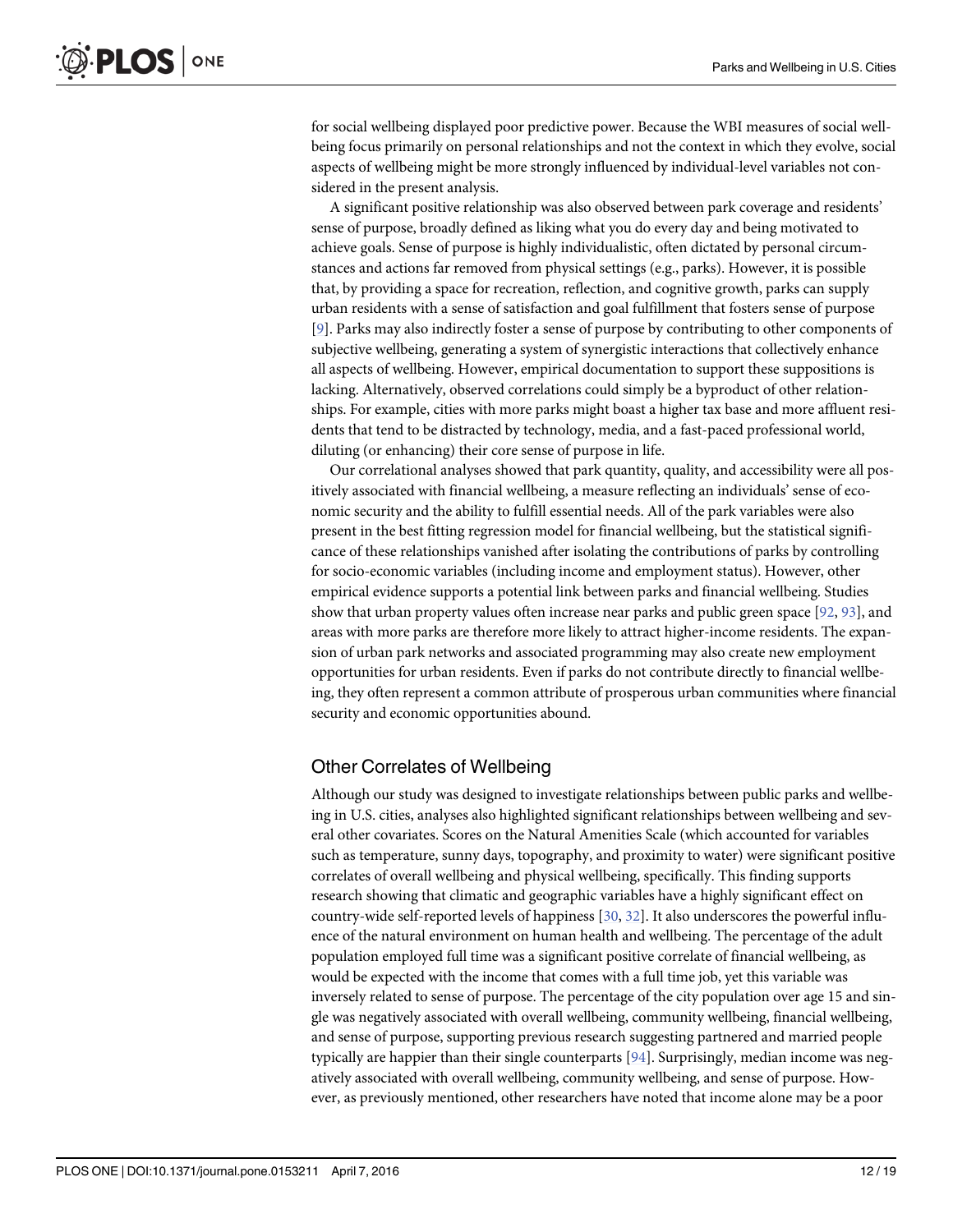for social wellbeing displayed poor predictive power. Because the WBI measures of social wellbeing focus primarily on personal relationships and not the context in which they evolve, social aspects of wellbeing might be more strongly influenced by individual-level variables not considered in the present analysis.

A significant positive relationship was also observed between park coverage and residents' sense of purpose, broadly defined as liking what you do every day and being motivated to achieve goals. Sense of purpose is highly individualistic, often dictated by personal circumstances and actions far removed from physical settings (e.g., parks). However, it is possible that, by providing a space for recreation, reflection, and cognitive growth, parks can supply urban residents with a sense of satisfaction and goal fulfillment that fosters sense of purpose [9]. Parks may also indirectly foster a sense of purpose by contributing to other components of subjective wellbeing, generating a system of synergistic interactions that collectively enhance all aspects of wellbeing. However, empirical documentation to support these suppositions is lacking. Alternatively, observed correlations could simply be a byproduct of other relationships. For example, cities with more parks might boast a higher tax base and more affluent residents that tend to be distracted by technology, media, and a fast-paced professional world, diluting (or enhancing) their core sense of purpose in life.

Our correlational analyses showed that park quantity, quality, and accessibility were all positively associated with financial wellbeing, a measure reflecting an individuals' sense of economic security and the ability to fulfill essential needs. All of the park variables were also present in the best fitting regression model for financial wellbeing, but the statistical significance of these relationships vanished after isolating the contributions of parks by controlling for socio-economic variables (including income and employment status). However, other empirical evidence supports a potential link between parks and financial wellbeing. Studies show that urban property values often increase near parks and public green space [92, 93], and areas with more parks are therefore more likely to attract higher-income residents. The expansion of urban park networks and associated programming may also create new employment opportunities for urban residents. Even if parks do not contribute directly to financial wellbeing, they often represent a common attribute of prosperous urban communities where financial security and economic opportunities abound.

## Other Correlates of Wellbeing

Although our study was designed to investigate relationships between public parks and wellbeing in U.S. cities, analyses also highlighted significant relationships between wellbeing and several other covariates. Scores on the Natural Amenities Scale (which accounted for variables such as temperature, sunny days, topography, and proximity to water) were significant positive correlates of overall wellbeing and physical wellbeing, specifically. This finding supports research showing that climatic and geographic variables have a highly significant effect on country-wide self-reported levels of happiness [30, 32]. It also underscores the powerful influence of the natural environment on human health and wellbeing. The percentage of the adult population employed full time was a significant positive correlate of financial wellbeing, as would be expected with the income that comes with a full time job, yet this variable was inversely related to sense of purpose. The percentage of the city population over age 15 and single was negatively associated with overall wellbeing, community wellbeing, financial wellbeing, and sense of purpose, supporting previous research suggesting partnered and married people typically are happier than their single counterparts [94]. Surprisingly, median income was negatively associated with overall wellbeing, community wellbeing, and sense of purpose. However, as previously mentioned, other researchers have noted that income alone may be a poor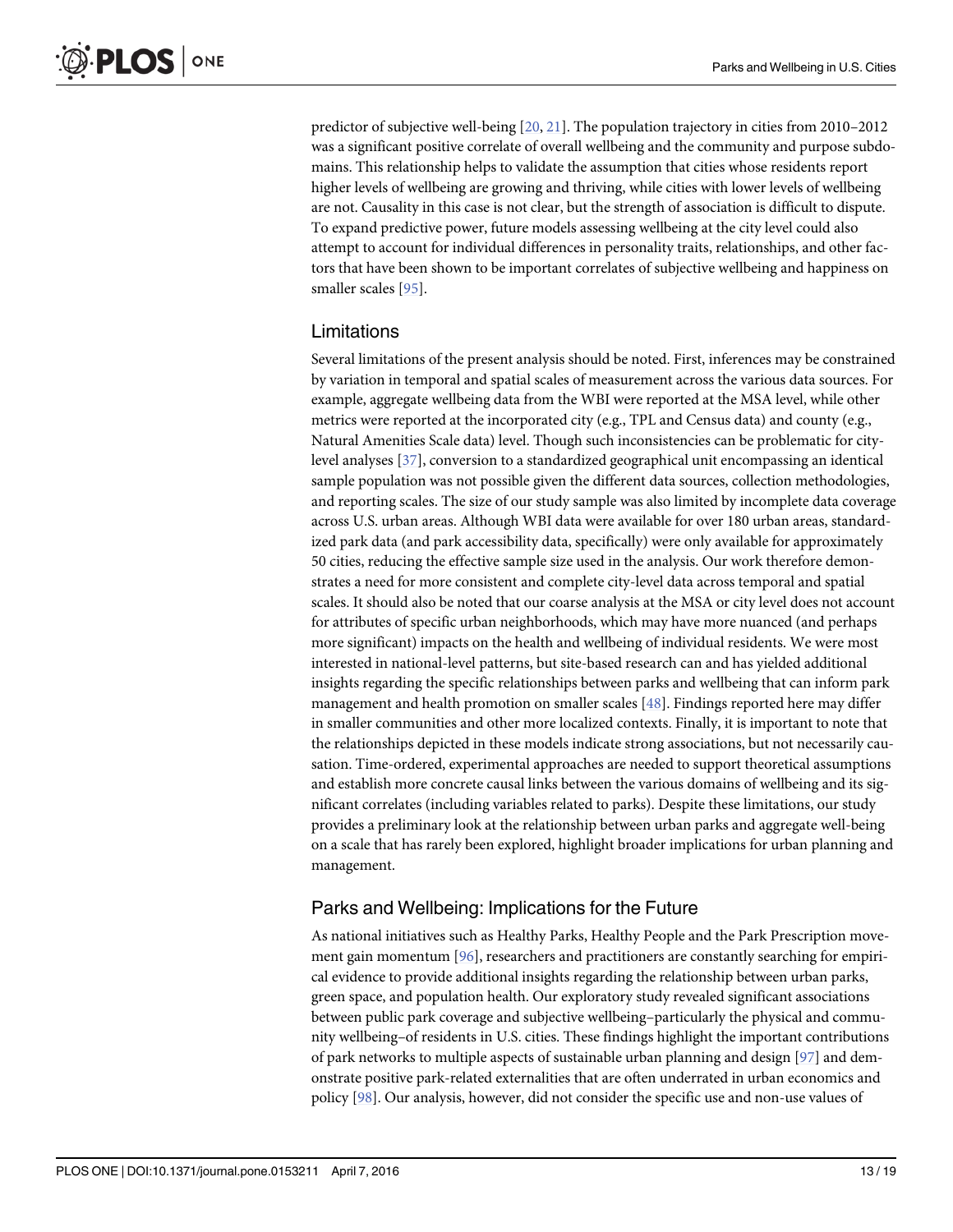predictor of subjective well-being [20, 21]. The population trajectory in cities from 2010–2012 was a significant positive correlate of overall wellbeing and the community and purpose subdomains. This relationship helps to validate the assumption that cities whose residents report higher levels of wellbeing are growing and thriving, while cities with lower levels of wellbeing are not. Causality in this case is not clear, but the strength of association is difficult to dispute. To expand predictive power, future models assessing wellbeing at the city level could also attempt to account for individual differences in personality traits, relationships, and other factors that have been shown to be important correlates of subjective wellbeing and happiness on smaller scales [95].

## Limitations

Several limitations of the present analysis should be noted. First, inferences may be constrained by variation in temporal and spatial scales of measurement across the various data sources. For example, aggregate wellbeing data from the WBI were reported at the MSA level, while other metrics were reported at the incorporated city (e.g., TPL and Census data) and county (e.g., Natural Amenities Scale data) level. Though such inconsistencies can be problematic for city-level analyses [37], conversion to a standardized geographical unit encompassing an identical sample population was not possible given the different data sources, collection methodologies, and reporting scales. The size of our study sample was also limited by incomplete data coverage across U.S. urban areas. Although WBI data were available for over 180 urban areas, standardized park data (and park accessibility data, specifically) were only available for approximately 50 cities, reducing the effective sample size used in the analysis. Our work therefore demonstrates a need for more consistent and complete city-level data across temporal and spatial scales. It should also be noted that our coarse analysis at the MSA or city level does not account for attributes of specific urban neighborhoods, which may have more nuanced (and perhaps more significant) impacts on the health and wellbeing of individual residents. We were most interested in national-level patterns, but site-based research can and has yielded additional insights regarding the specific relationships between parks and wellbeing that can inform park management and health promotion on smaller scales [48]. Findings reported here may differ in smaller communities and other more localized contexts. Finally, it is important to note that the relationships depicted in these models indicate strong associations, but not necessarily causation. Time-ordered, experimental approaches are needed to support theoretical assumptions and establish more concrete causal links between the various domains of wellbeing and its significant correlates (including variables related to parks). Despite these limitations, our study provides a preliminary look at the relationship between urban parks and aggregate well-being on a scale that has rarely been explored, highlight broader implications for urban planning and management.

## Parks and Wellbeing: Implications for the Future

As national initiatives such as Healthy Parks, Healthy People and the Park Prescription movement gain momentum [96], researchers and practitioners are constantly searching for empirical evidence to provide additional insights regarding the relationship between urban parks, green space, and population health. Our exploratory study revealed significant associations between public park coverage and subjective wellbeing–particularly the physical and community wellbeing–of residents in U.S. cities. These findings highlight the important contributions of park networks to multiple aspects of sustainable urban planning and design [97] and demonstrate positive park-related externalities that are often underrated in urban economics and policy [98]. Our analysis, however, did not consider the specific use and non-use values of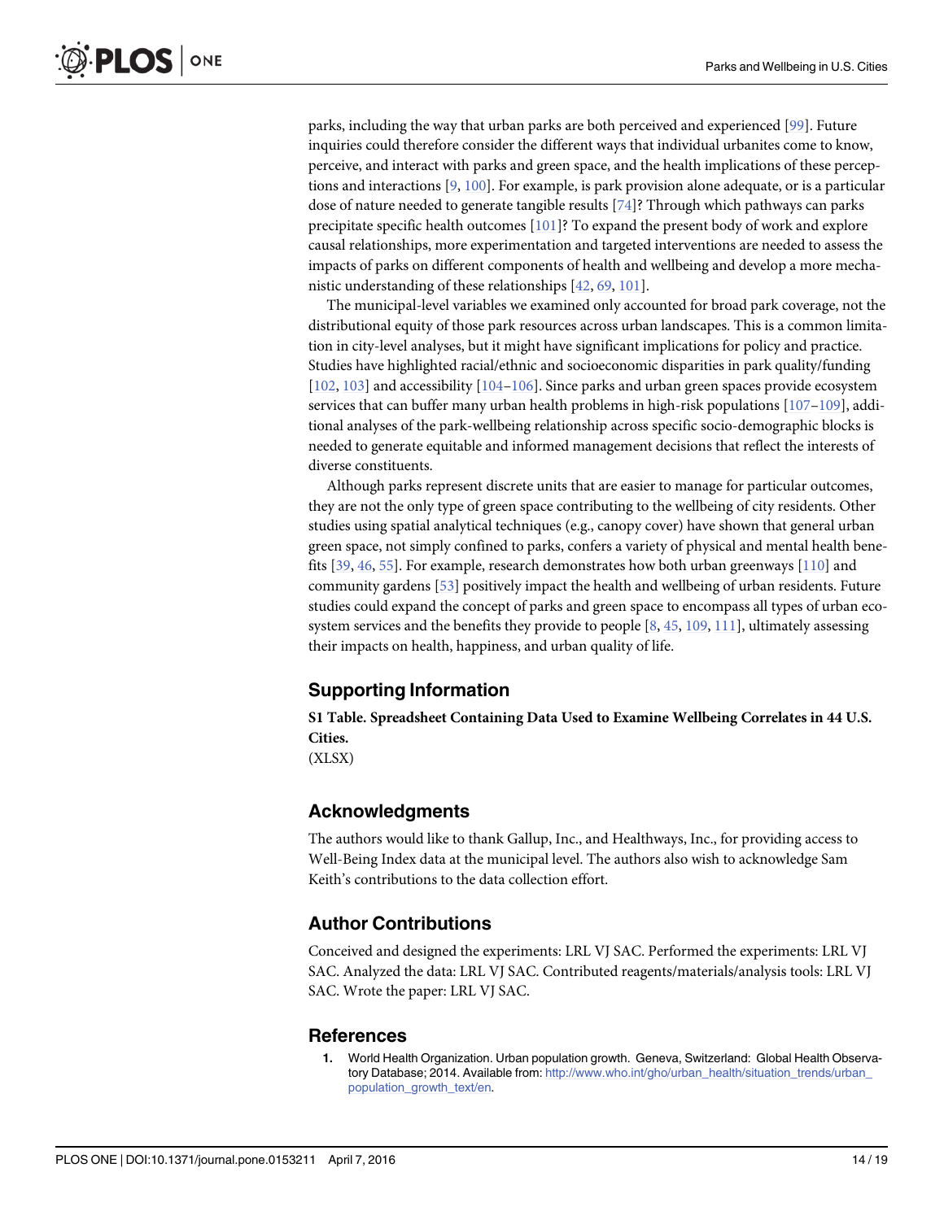parks, including the way that urban parks are both perceived and experienced [99]. Future inquiries could therefore consider the different ways that individual urbanites come to know, perceive, and interact with parks and green space, and the health implications of these perceptions and interactions [9, 100]. For example, is park provision alone adequate, or is a particular dose of nature needed to generate tangible results [74]? Through which pathways can parks precipitate specific health outcomes [101]? To expand the present body of work and explore causal relationships, more experimentation and targeted interventions are needed to assess the impacts of parks on different components of health and wellbeing and develop a more mechanistic understanding of these relationships [42, 69, 101].

The municipal-level variables we examined only accounted for broad park coverage, not the distributional equity of those park resources across urban landscapes. This is a common limitation in city-level analyses, but it might have significant implications for policy and practice. Studies have highlighted racial/ethnic and socioeconomic disparities in park quality/funding [102, 103] and accessibility [104–106]. Since parks and urban green spaces provide ecosystem services that can buffer many urban health problems in high-risk populations [107–109], additional analyses of the park-wellbeing relationship across specific socio-demographic blocks is needed to generate equitable and informed management decisions that reflect the interests of diverse constituents.

Although parks represent discrete units that are easier to manage for particular outcomes, they are not the only type of green space contributing to the wellbeing of city residents. Other studies using spatial analytical techniques (e.g., canopy cover) have shown that general urban green space, not simply confined to parks, confers a variety of physical and mental health benefits [39, 46, 55]. For example, research demonstrates how both urban greenways [110] and community gardens [53] positively impact the health and wellbeing of urban residents. Future studies could expand the concept of parks and green space to encompass all types of urban ecosystem services and the benefits they provide to people [8, 45, 109, 111], ultimately assessing their impacts on health, happiness, and urban quality of life.

## Supporting Information

**S1 Table. Spreadsheet Containing Data Used to Examine Wellbeing Correlates in 44 U.S. Cities.**
(XLSX)

## Acknowledgments

The authors would like to thank Gallup, Inc., and Healthways, Inc., for providing access to Well-Being Index data at the municipal level. The authors also wish to acknowledge Sam Keith's contributions to the data collection effort.

## Author Contributions

Conceived and designed the experiments: LRL VJ SAC. Performed the experiments: LRL VJ SAC. Analyzed the data: LRL VJ SAC. Contributed reagents/materials/analysis tools: LRL VJ SAC. Wrote the paper: LRL VJ SAC.

## References

1. World Health Organization. Urban population growth. Geneva, Switzerland: Global Health Observatory Database; 2014. Available from: http://www.who.int/gho/urban_health/situation_trends/urban_population_growth_text/en.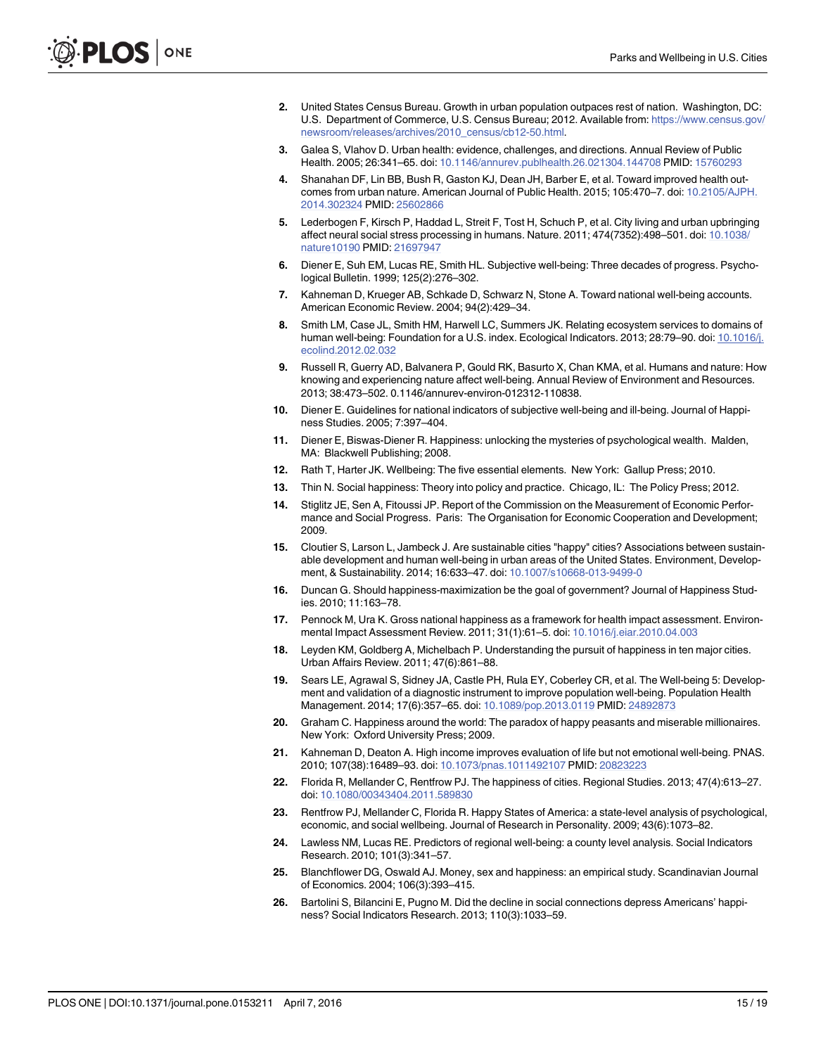2. United States Census Bureau. Growth in urban population outpaces rest of nation. Washington, DC: U.S. Department of Commerce, U.S. Census Bureau; 2012. Available from: https://www.census.gov/newsroom/releases/archives/2010_census/cb12-50.html.
3. Galea S, Vlahov D. Urban health: evidence, challenges, and directions. Annual Review of Public Health. 2005; 26:341–65. doi: 10.1146/annurev.publhealth.26.021304.144708 PMID: 15760293
4. Shanahan DF, Lin BB, Bush R, Gaston KJ, Dean JH, Barber E, et al. Toward improved health outcomes from urban nature. American Journal of Public Health. 2015; 105:470–7. doi: 10.2105/AJPH.2014.302324 PMID: 25602866
5. Lederbogen F, Kirsch P, Haddad L, Streit F, Tost H, Schuch P, et al. City living and urban upbringing affect neural social stress processing in humans. Nature. 2011; 474(7352):498–501. doi: 10.1038/nature10190 PMID: 21697947
6. Diener E, Suh EM, Lucas RE, Smith HL. Subjective well-being: Three decades of progress. Psychological Bulletin. 1999; 125(2):276–302.
7. Kahneman D, Krueger AB, Schkade D, Schwarz N, Stone A. Toward national well-being accounts. American Economic Review. 2004; 94(2):429–34.
8. Smith LM, Case JL, Smith HM, Harwell LC, Summers JK. Relating ecosystem services to domains of human well-being: Foundation for a U.S. index. Ecological Indicators. 2013; 28:79–90. doi: 10.1016/j.ecolind.2012.02.032
9. Russell R, Guerry AD, Balvanera P, Gould RK, Basurto X, Chan KMA, et al. Humans and nature: How knowing and experiencing nature affect well-being. Annual Review of Environment and Resources. 2013; 38:473–502. 0.1146/annurev-environ-012312-110838.
10. Diener E. Guidelines for national indicators of subjective well-being and ill-being. Journal of Happiness Studies. 2005; 7:397–404.
11. Diener E, Biswas-Diener R. Happiness: unlocking the mysteries of psychological wealth. Malden, MA: Blackwell Publishing; 2008.
12. Rath T, Harter JK. Wellbeing: The five essential elements. New York: Gallup Press; 2010.
13. Thin N. Social happiness: Theory into policy and practice. Chicago, IL: The Policy Press; 2012.
14. Stiglitz JE, Sen A, Fitoussi JP. Report of the Commission on the Measurement of Economic Performance and Social Progress. Paris: The Organisation for Economic Cooperation and Development; 2009.
15. Cloutier S, Larson L, Jambeck J. Are sustainable cities "happy" cities? Associations between sustainable development and human well-being in urban areas of the United States. Environment, Development, & Sustainability. 2014; 16:633–47. doi: 10.1007/s10668-013-9499-0
16. Duncan G. Should happiness-maximization be the goal of government? Journal of Happiness Studies. 2010; 11:163–78.
17. Pennock M, Ura K. Gross national happiness as a framework for health impact assessment. Environmental Impact Assessment Review. 2011; 31(1):61–5. doi: 10.1016/j.eiar.2010.04.003
18. Leyden KM, Goldberg A, Michelbach P. Understanding the pursuit of happiness in ten major cities. Urban Affairs Review. 2011; 47(6):861–88.
19. Sears LE, Agrawal S, Sidney JA, Castle PH, Rula EY, Coberley CR, et al. The Well-being 5: Development and validation of a diagnostic instrument to improve population well-being. Population Health Management. 2014; 17(6):357–65. doi: 10.1089/pop.2013.0119 PMID: 24892873
20. Graham C. Happiness around the world: The paradox of happy peasants and miserable millionaires. New York: Oxford University Press; 2009.
21. Kahneman D, Deaton A. High income improves evaluation of life but not emotional well-being. PNAS. 2010; 107(38):16489–93. doi: 10.1073/pnas.1011492107 PMID: 20823223
22. Florida R, Mellander C, Rentfrow PJ. The happiness of cities. Regional Studies. 2013; 47(4):613–27. doi: 10.1080/00343404.2011.589830
23. Rentfrow PJ, Mellander C, Florida R. Happy States of America: a state-level analysis of psychological, economic, and social wellbeing. Journal of Research in Personality. 2009; 43(6):1073–82.
24. Lawless NM, Lucas RE. Predictors of regional well-being: a county level analysis. Social Indicators Research. 2010; 101(3):341–57.
25. Blanchflower DG, Oswald AJ. Money, sex and happiness: an empirical study. Scandinavian Journal of Economics. 2004; 106(3):393–415.
26. Bartolini S, Bilancini E, Pugno M. Did the decline in social connections depress Americans' happiness? Social Indicators Research. 2013; 110(3):1033–59.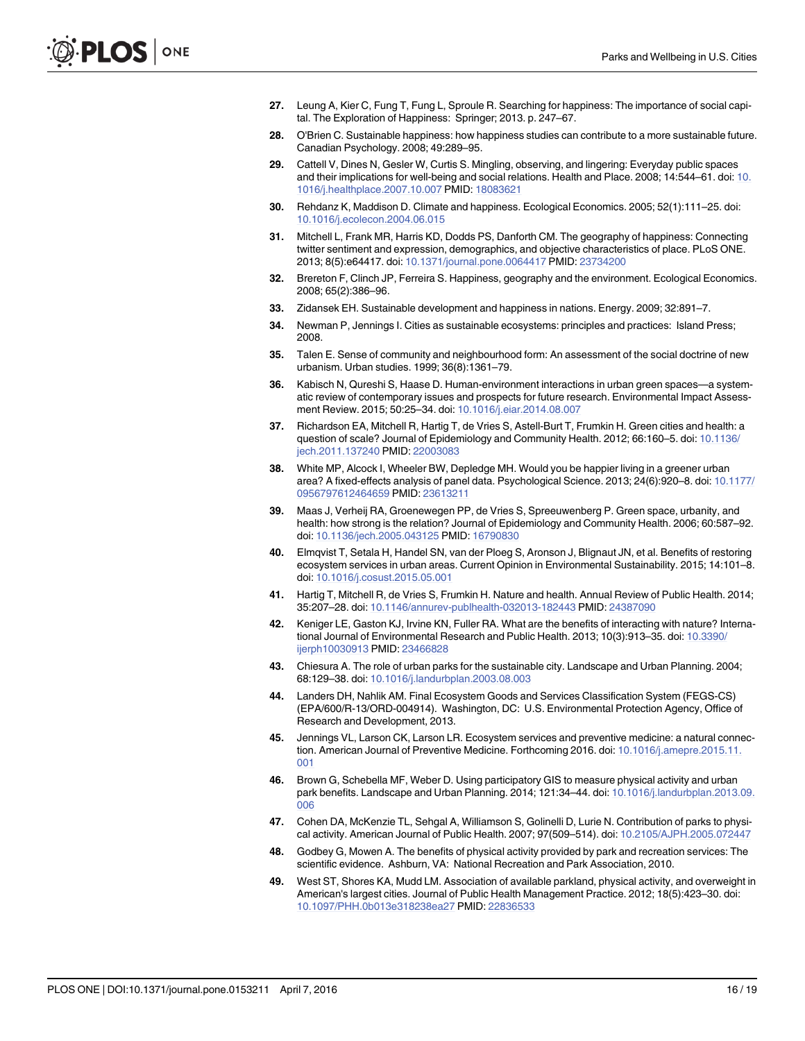27. Leung A, Kier C, Fung T, Fung L, Sproule R. Searching for happiness: The importance of social capital. The Exploration of Happiness: Springer; 2013. p. 247–67.
28. O'Brien C. Sustainable happiness: how happiness studies can contribute to a more sustainable future. Canadian Psychology. 2008; 49:289–95.
29. Cattell V, Dines N, Gesler W, Curtis S. Mingling, observing, and lingering: Everyday public spaces and their implications for well-being and social relations. Health and Place. 2008; 14:544–61. doi: 10.1016/j.healthplace.2007.10.007 PMID: 18083621
30. Rehdanz K, Maddison D. Climate and happiness. Ecological Economics. 2005; 52(1):111–25. doi: 10.1016/j.ecolecon.2004.06.015
31. Mitchell L, Frank MR, Harris KD, Dodds PS, Danforth CM. The geography of happiness: Connecting twitter sentiment and expression, demographics, and objective characteristics of place. PLoS ONE. 2013; 8(5):e64417. doi: 10.1371/journal.pone.0064417 PMID: 23734200
32. Brereton F, Clinch JP, Ferreira S. Happiness, geography and the environment. Ecological Economics. 2008; 65(2):386–96.
33. Zidansek EH. Sustainable development and happiness in nations. Energy. 2009; 32:891–7.
34. Newman P, Jennings I. Cities as sustainable ecosystems: principles and practices: Island Press; 2008.
35. Talen E. Sense of community and neighbourhood form: An assessment of the social doctrine of new urbanism. Urban studies. 1999; 36(8):1361–79.
36. Kabisch N, Qureshi S, Haase D. Human-environment interactions in urban green spaces—a systematic review of contemporary issues and prospects for future research. Environmental Impact Assessment Review. 2015; 50:25–34. doi: 10.1016/j.eiar.2014.08.007
37. Richardson EA, Mitchell R, Hartig T, de Vries S, Astell-Burt T, Frumkin H. Green cities and health: a question of scale? Journal of Epidemiology and Community Health. 2012; 66:160–5. doi: 10.1136/jech.2011.137240 PMID: 22003083
38. White MP, Alcock I, Wheeler BW, Depledge MH. Would you be happier living in a greener urban area? A fixed-effects analysis of panel data. Psychological Science. 2013; 24(6):920–8. doi: 10.1177/0956797612464659 PMID: 23613211
39. Maas J, Verheij RA, Groenewegen PP, de Vries S, Spreeuwenberg P. Green space, urbanity, and health: how strong is the relation? Journal of Epidemiology and Community Health. 2006; 60:587–92. doi: 10.1136/jech.2005.043125 PMID: 16790830
40. Elmqvist T, Setala H, Handel SN, van der Ploeg S, Aronson J, Blignaut JN, et al. Benefits of restoring ecosystem services in urban areas. Current Opinion in Environmental Sustainability. 2015; 14:101–8. doi: 10.1016/j.cosust.2015.05.001
41. Hartig T, Mitchell R, de Vries S, Frumkin H. Nature and health. Annual Review of Public Health. 2014; 35:207–28. doi: 10.1146/annurev-publhealth-032013-182443 PMID: 24387090
42. Keniger LE, Gaston KJ, Irvine KN, Fuller RA. What are the benefits of interacting with nature? International Journal of Environmental Research and Public Health. 2013; 10(3):913–35. doi: 10.3390/ijerph10030913 PMID: 23466828
43. Chiesura A. The role of urban parks for the sustainable city. Landscape and Urban Planning. 2004; 68:129–38. doi: 10.1016/j.landurbplan.2003.08.003
44. Landers DH, Nahlik AM. Final Ecosystem Goods and Services Classification System (FEGS-CS) (EPA/600/R-13/ORD-004914). Washington, DC: U.S. Environmental Protection Agency, Office of Research and Development, 2013.
45. Jennings VL, Larson CK, Larson LR. Ecosystem services and preventive medicine: a natural connection. American Journal of Preventive Medicine. Forthcoming 2016. doi: 10.1016/j.amepre.2015.11.001
46. Brown G, Schebella MF, Weber D. Using participatory GIS to measure physical activity and urban park benefits. Landscape and Urban Planning. 2014; 121:34–44. doi: 10.1016/j.landurbplan.2013.09.006
47. Cohen DA, McKenzie TL, Sehgal A, Williamson S, Golinelli D, Lurie N. Contribution of parks to physical activity. American Journal of Public Health. 2007; 97(509–514). doi: 10.2105/AJPH.2005.072447
48. Godbey G, Mowen A. The benefits of physical activity provided by park and recreation services: The scientific evidence. Ashburn, VA: National Recreation and Park Association, 2010.
49. West ST, Shores KA, Mudd LM. Association of available parkland, physical activity, and overweight in American's largest cities. Journal of Public Health Management Practice. 2012; 18(5):423–30. doi: 10.1097/PHH.0b013e318238ea27 PMID: 22836533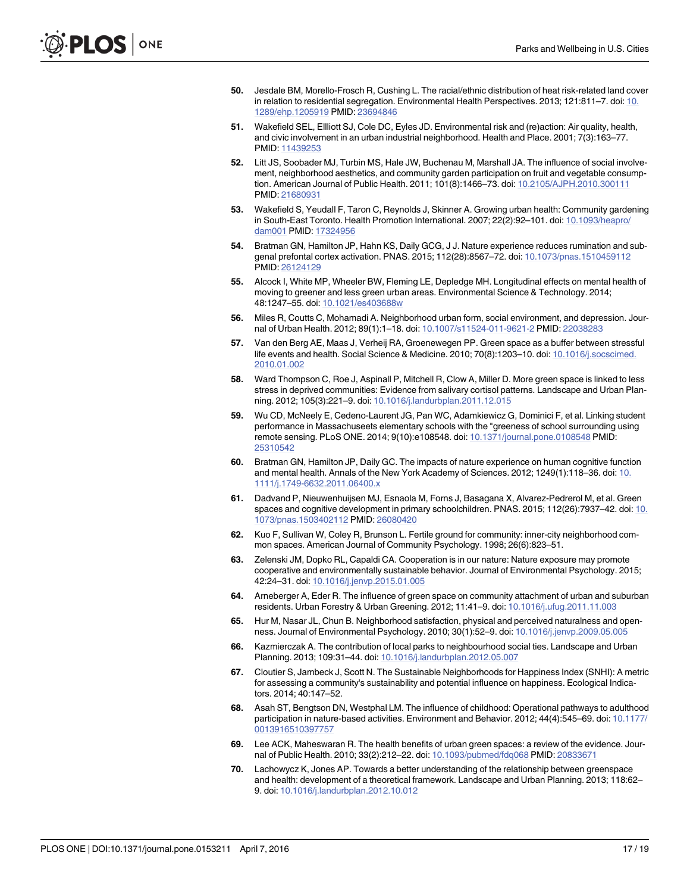50. Jesdale BM, Morello-Frosch R, Cushing L. The racial/ethnic distribution of heat risk-related land cover in relation to residential segregation. Environmental Health Perspectives. 2013; 121:811–7. doi: 10.1289/ehp.1205919 PMID: 23694846

51. Wakefield SEL, Ellliott SJ, Cole DC, Eyles JD. Environmental risk and (re)action: Air quality, health, and civic involvement in an urban industrial neighborhood. Health and Place. 2001; 7(3):163–77. PMID: 11439253

52. Litt JS, Soobader MJ, Turbin MS, Hale JW, Buchenau M, Marshall JA. The influence of social involvement, neighborhood aesthetics, and community garden participation on fruit and vegetable consumption. American Journal of Public Health. 2011; 101(8):1466–73. doi: 10.2105/AJPH.2010.300111 PMID: 21680931

53. Wakefield S, Yeudall F, Taron C, Reynolds J, Skinner A. Growing urban health: Community gardening in South-East Toronto. Health Promotion International. 2007; 22(2):92–101. doi: 10.1093/heapro/dam001 PMID: 17324956

54. Bratman GN, Hamilton JP, Hahn KS, Daily GCG, J J. Nature experience reduces rumination and subgenal prefontal cortex activation. PNAS. 2015; 112(28):8567–72. doi: 10.1073/pnas.1510459112 PMID: 26124129

55. Alcock I, White MP, Wheeler BW, Fleming LE, Depledge MH. Longitudinal effects on mental health of moving to greener and less green urban areas. Environmental Science & Technology. 2014; 48:1247–55. doi: 10.1021/es403688w

56. Miles R, Coutts C, Mohamadi A. Neighborhood urban form, social environment, and depression. Journal of Urban Health. 2012; 89(1):1–18. doi: 10.1007/s11524-011-9621-2 PMID: 22038283

57. Van den Berg AE, Maas J, Verheij RA, Groenewegen PP. Green space as a buffer between stressful life events and health. Social Science & Medicine. 2010; 70(8):1203–10. doi: 10.1016/j.socscimed.2010.01.002

58. Ward Thompson C, Roe J, Aspinall P, Mitchell R, Clow A, Miller D. More green space is linked to less stress in deprived communities: Evidence from salivary cortisol patterns. Landscape and Urban Planning. 2012; 105(3):221–9. doi: 10.1016/j.landurbplan.2011.12.015

59. Wu CD, McNeely E, Cedeno-Laurent JG, Pan WC, Adamkiewicz G, Dominici F, et al. Linking student performance in Massachuseets elementary schools with the "greeness of school surrounding using remote sensing. PLoS ONE. 2014; 9(10):e108548. doi: 10.1371/journal.pone.0108548 PMID: 25310542

60. Bratman GN, Hamilton JP, Daily GC. The impacts of nature experience on human cognitive function and mental health. Annals of the New York Academy of Sciences. 2012; 1249(1):118–36. doi: 10.1111/j.1749-6632.2011.06400.x

61. Dadvand P, Nieuwenhuijsen MJ, Esnaola M, Forns J, Basagana X, Alvarez-Pedrerol M, et al. Green spaces and cognitive development in primary schoolchildren. PNAS. 2015; 112(26):7937–42. doi: 10.1073/pnas.1503402112 PMID: 26080420

62. Kuo F, Sullivan W, Coley R, Brunson L. Fertile ground for community: inner-city neighborhood common spaces. American Journal of Community Psychology. 1998; 26(6):823–51.

63. Zelenski JM, Dopko RL, Capaldi CA. Cooperation is in our nature: Nature exposure may promote cooperative and environmentally sustainable behavior. Journal of Environmental Psychology. 2015; 42:24–31. doi: 10.1016/j.jenvp.2015.01.005

64. Arneberger A, Eder R. The influence of green space on community attachment of urban and suburban residents. Urban Forestry & Urban Greening. 2012; 11:41–9. doi: 10.1016/j.ufug.2011.11.003

65. Hur M, Nasar JL, Chun B. Neighborhood satisfaction, physical and perceived naturalness and openness. Journal of Environmental Psychology. 2010; 30(1):52–9. doi: 10.1016/j.jenvp.2009.05.005

66. Kazmierczak A. The contribution of local parks to neighbourhood social ties. Landscape and Urban Planning. 2013; 109:31–44. doi: 10.1016/j.landurbplan.2012.05.007

67. Cloutier S, Jambeck J, Scott N. The Sustainable Neighborhoods for Happiness Index (SNHI): A metric for assessing a community's sustainability and potential influence on happiness. Ecological Indicators. 2014; 40:147–52.

68. Asah ST, Bengtson DN, Westphal LM. The influence of childhood: Operational pathways to adulthood participation in nature-based activities. Environment and Behavior. 2012; 44(4):545–69. doi: 10.1177/0013916510397757

69. Lee ACK, Maheswaran R. The health benefits of urban green spaces: a review of the evidence. Journal of Public Health. 2010; 33(2):212–22. doi: 10.1093/pubmed/fdq068 PMID: 20833671

70. Lachowycz K, Jones AP. Towards a better understanding of the relationship between greenspace and health: development of a theoretical framework. Landscape and Urban Planning. 2013; 118:62–9. doi: 10.1016/j.landurbplan.2012.10.012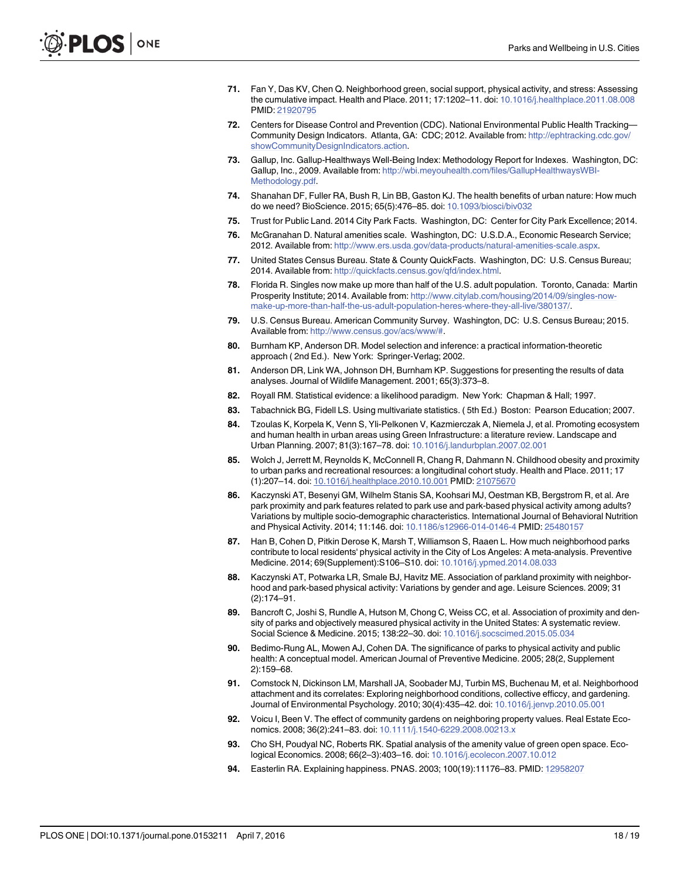71. Fan Y, Das KV, Chen Q. Neighborhood green, social support, physical activity, and stress: Assessing the cumulative impact. Health and Place. 2011; 17:1202–11. doi: 10.1016/j.healthplace.2011.08.008 PMID: 21920795

72. Centers for Disease Control and Prevention (CDC). National Environmental Public Health Tracking—Community Design Indicators. Atlanta, GA: CDC; 2012. Available from: http://ephtracking.cdc.gov/showCommunityDesignIndicators.action.

73. Gallup, Inc. Gallup-Healthways Well-Being Index: Methodology Report for Indexes. Washington, DC: Gallup, Inc., 2009. Available from: http://wbi.meyouhealth.com/files/GallupHealthwaysWBI-Methodology.pdf.

74. Shanahan DF, Fuller RA, Bush R, Lin BB, Gaston KJ. The health benefits of urban nature: How much do we need? BioScience. 2015; 65(5):476–85. doi: 10.1093/biosci/biv032

75. Trust for Public Land. 2014 City Park Facts. Washington, DC: Center for City Park Excellence; 2014.

76. McGranahan D. Natural amenities scale. Washington, DC: U.S.D.A., Economic Research Service; 2012. Available from: http://www.ers.usda.gov/data-products/natural-amenities-scale.aspx.

77. United States Census Bureau. State & County QuickFacts. Washington, DC: U.S. Census Bureau; 2014. Available from: http://quickfacts.census.gov/qfd/index.html.

78. Florida R. Singles now make up more than half of the U.S. adult population. Toronto, Canada: Martin Prosperity Institute; 2014. Available from: http://www.citylab.com/housing/2014/09/singles-now-make-up-more-than-half-the-us-adult-population-heres-where-they-all-live/380137/.

79. U.S. Census Bureau. American Community Survey. Washington, DC: U.S. Census Bureau; 2015. Available from: http://www.census.gov/acs/www/#.

80. Burnham KP, Anderson DR. Model selection and inference: a practical information-theoretic approach ( 2nd Ed.). New York: Springer-Verlag; 2002.

81. Anderson DR, Link WA, Johnson DH, Burnham KP. Suggestions for presenting the results of data analyses. Journal of Wildlife Management. 2001; 65(3):373–8.

82. Royall RM. Statistical evidence: a likelihood paradigm. New York: Chapman & Hall; 1997.

83. Tabachnick BG, Fidell LS. Using multivariate statistics. ( 5th Ed.) Boston: Pearson Education; 2007.

84. Tzoulas K, Korpela K, Venn S, Yli-Pelkonen V, Kazmierczak A, Niemela J, et al. Promoting ecosystem and human health in urban areas using Green Infrastructure: a literature review. Landscape and Urban Planning. 2007; 81(3):167–78. doi: 10.1016/j.landurbplan.2007.02.001

85. Wolch J, Jerrett M, Reynolds K, McConnell R, Chang R, Dahmann N. Childhood obesity and proximity to urban parks and recreational resources: a longitudinal cohort study. Health and Place. 2011; 17 (1):207–14. doi: 10.1016/j.healthplace.2010.10.001 PMID: 21075670

86. Kaczynski AT, Besenyi GM, Wilhelm Stanis SA, Koohsari MJ, Oestman KB, Bergstrom R, et al. Are park proximity and park features related to park use and park-based physical activity among adults? Variations by multiple socio-demographic characteristics. International Journal of Behavioral Nutrition and Physical Activity. 2014; 11:146. doi: 10.1186/s12966-014-0146-4 PMID: 25480157

87. Han B, Cohen D, Pitkin Derose K, Marsh T, Williamson S, Raaen L. How much neighborhood parks contribute to local residents' physical activity in the City of Los Angeles: A meta-analysis. Preventive Medicine. 2014; 69(Supplement):S106–S10. doi: 10.1016/j.ypmed.2014.08.033

88. Kaczynski AT, Potwarka LR, Smale BJ, Havitz ME. Association of parkland proximity with neighborhood and park-based physical activity: Variations by gender and age. Leisure Sciences. 2009; 31 (2):174–91.

89. Bancroft C, Joshi S, Rundle A, Hutson M, Chong C, Weiss CC, et al. Association of proximity and density of parks and objectively measured physical activity in the United States: A systematic review. Social Science & Medicine. 2015; 138:22–30. doi: 10.1016/j.socscimed.2015.05.034

90. Bedimo-Rung AL, Mowen AJ, Cohen DA. The significance of parks to physical activity and public health: A conceptual model. American Journal of Preventive Medicine. 2005; 28(2, Supplement 2):159–68.

91. Comstock N, Dickinson LM, Marshall JA, Soobader MJ, Turbin MS, Buchenau M, et al. Neighborhood attachment and its correlates: Exploring neighborhood conditions, collective efficcy, and gardening. Journal of Environmental Psychology. 2010; 30(4):435–42. doi: 10.1016/j.jenvp.2010.05.001

92. Voicu I, Been V. The effect of community gardens on neighboring property values. Real Estate Economics. 2008; 36(2):241–83. doi: 10.1111/j.1540-6229.2008.00213.x

93. Cho SH, Poudyal NC, Roberts RK. Spatial analysis of the amenity value of green open space. Ecological Economics. 2008; 66(2–3):403–16. doi: 10.1016/j.ecolecon.2007.10.012

94. Easterlin RA. Explaining happiness. PNAS. 2003; 100(19):11176–83. PMID: 12958207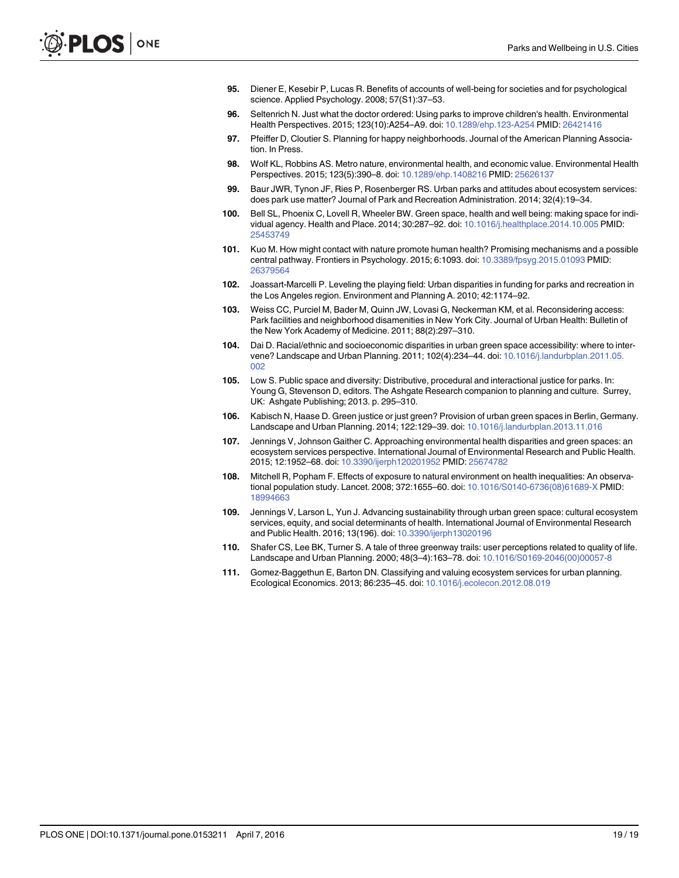95. Diener E, Kesebir P, Lucas R. Benefits of accounts of well-being for societies and for psychological science. Applied Psychology. 2008; 57(S1):37–53.
96. Seltenrich N. Just what the doctor ordered: Using parks to improve children's health. Environmental Health Perspectives. 2015; 123(10):A254–A9. doi: 10.1289/ehp.123-A254 PMID: 26421416
97. Pfeiffer D, Cloutier S. Planning for happy neighborhoods. Journal of the American Planning Association. In Press.
98. Wolf KL, Robbins AS. Metro nature, environmental health, and economic value. Environmental Health Perspectives. 2015; 123(5):390–8. doi: 10.1289/ehp.1408216 PMID: 25626137
99. Baur JWR, Tynon JF, Ries P, Rosenberger RS. Urban parks and attitudes about ecosystem services: does park use matter? Journal of Park and Recreation Administration. 2014; 32(4):19–34.
100. Bell SL, Phoenix C, Lovell R, Wheeler BW. Green space, health and well being: making space for individual agency. Health and Place. 2014; 30:287–92. doi: 10.1016/j.healthplace.2014.10.005 PMID: 25453749
101. Kuo M. How might contact with nature promote human health? Promising mechanisms and a possible central pathway. Frontiers in Psychology. 2015; 6:1093. doi: 10.3389/fpsyg.2015.01093 PMID: 26379564
102. Joassart-Marcelli P. Leveling the playing field: Urban disparities in funding for parks and recreation in the Los Angeles region. Environment and Planning A. 2010; 42:1174–92.
103. Weiss CC, Purciel M, Bader M, Quinn JW, Lovasi G, Neckerman KM, et al. Reconsidering access: Park facilities and neighborhood disamenities in New York City. Journal of Urban Health: Bulletin of the New York Academy of Medicine. 2011; 88(2):297–310.
104. Dai D. Racial/ethnic and socioeconomic disparities in urban green space accessibility: where to intervene? Landscape and Urban Planning. 2011; 102(4):234–44. doi: 10.1016/j.landurbplan.2011.05.002
105. Low S. Public space and diversity: Distributive, procedural and interactional justice for parks. In: Young G, Stevenson D, editors. The Ashgate Research companion to planning and culture. Surrey, UK: Ashgate Publishing; 2013. p. 295–310.
106. Kabisch N, Haase D. Green justice or just green? Provision of urban green spaces in Berlin, Germany. Landscape and Urban Planning. 2014; 122:129–39. doi: 10.1016/j.landurbplan.2013.11.016
107. Jennings V, Johnson Gaither C. Approaching environmental health disparities and green spaces: an ecosystem services perspective. International Journal of Environmental Research and Public Health. 2015; 12:1952–68. doi: 10.3390/ijerph120201952 PMID: 25674782
108. Mitchell R, Popham F. Effects of exposure to natural environment on health inequalities: An observational population study. Lancet. 2008; 372:1655–60. doi: 10.1016/S0140-6736(08)61689-X PMID: 18994663
109. Jennings V, Larson L, Yun J. Advancing sustainability through urban green space: cultural ecosystem services, equity, and social determinants of health. International Journal of Environmental Research and Public Health. 2016; 13(196). doi: 10.3390/ijerph13020196
110. Shafer CS, Lee BK, Turner S. A tale of three greenway trails: user perceptions related to quality of life. Landscape and Urban Planning. 2000; 48(3–4):163–78. doi: 10.1016/S0169-2046(00)00057-8
111. Gomez-Baggethun E, Barton DN. Classifying and valuing ecosystem services for urban planning. Ecological Economics. 2013; 86:235–45. doi: 10.1016/j.ecolecon.2012.08.019